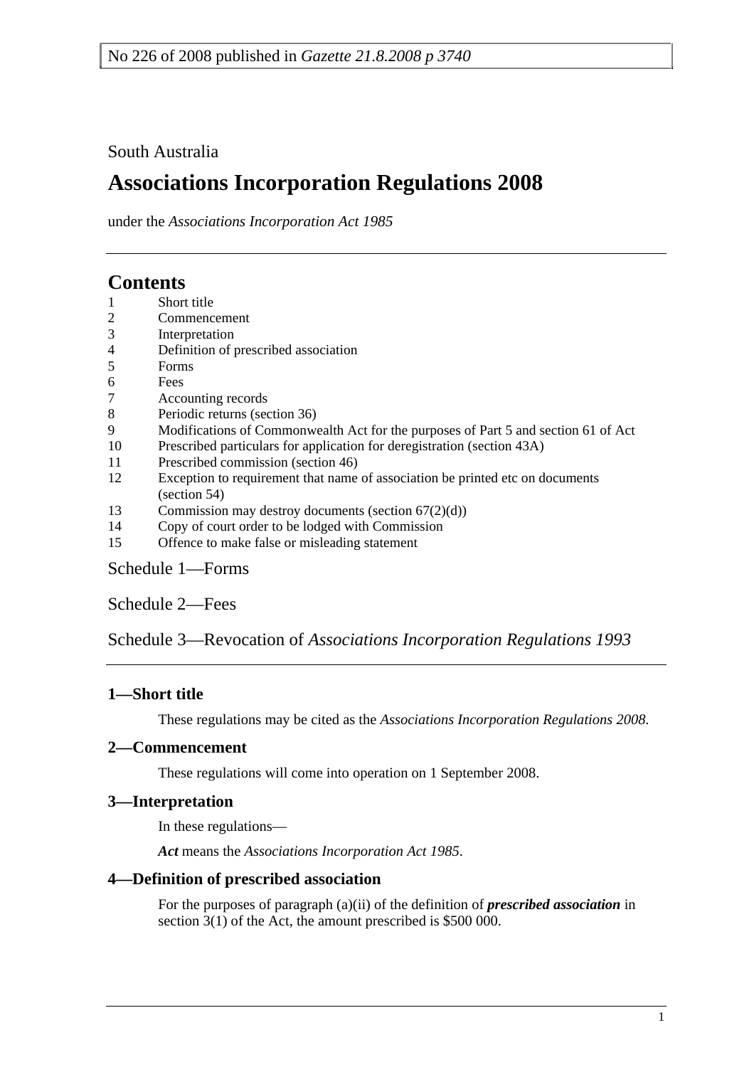No 226 of 2008 published in *Gazette 21.8.2008 p 3740*

South Australia

# Associations Incorporation Regulations 2008

under the *Associations Incorporation Act 1985*

## Contents

1 Short title
2 Commencement
3 Interpretation
4 Definition of prescribed association
5 Forms
6 Fees
7 Accounting records
8 Periodic returns (section 36)
9 Modifications of Commonwealth Act for the purposes of Part 5 and section 61 of Act
10 Prescribed particulars for application for deregistration (section 43A)
11 Prescribed commission (section 46)
12 Exception to requirement that name of association be printed etc on documents (section 54)
13 Commission may destroy documents (section 67(2)(d))
14 Copy of court order to be lodged with Commission
15 Offence to make false or misleading statement

Schedule 1—Forms

Schedule 2—Fees

Schedule 3—Revocation of *Associations Incorporation Regulations 1993*

### 1—Short title

These regulations may be cited as the *Associations Incorporation Regulations 2008*.

### 2—Commencement

These regulations will come into operation on 1 September 2008.

### 3—Interpretation

In these regulations—

***Act*** means the *Associations Incorporation Act 1985*.

### 4—Definition of prescribed association

For the purposes of paragraph (a)(ii) of the definition of ***prescribed association*** in section 3(1) of the Act, the amount prescribed is $500 000.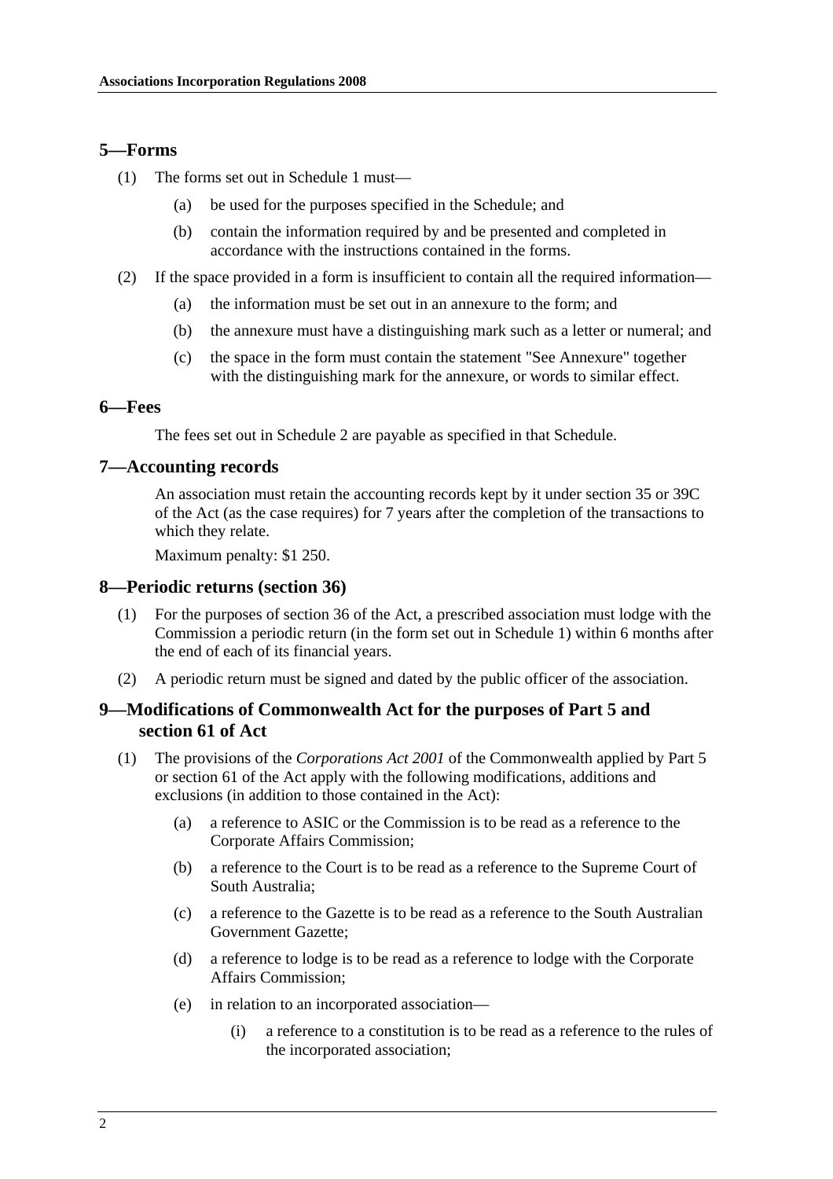## 5—Forms

(1) The forms set out in Schedule 1 must—

- (a) be used for the purposes specified in the Schedule; and
- (b) contain the information required by and be presented and completed in accordance with the instructions contained in the forms.

(2) If the space provided in a form is insufficient to contain all the required information—

- (a) the information must be set out in an annexure to the form; and
- (b) the annexure must have a distinguishing mark such as a letter or numeral; and
- (c) the space in the form must contain the statement "See Annexure" together with the distinguishing mark for the annexure, or words to similar effect.

## 6—Fees

The fees set out in Schedule 2 are payable as specified in that Schedule.

## 7—Accounting records

An association must retain the accounting records kept by it under section 35 or 39C of the Act (as the case requires) for 7 years after the completion of the transactions to which they relate.

Maximum penalty: $1 250.

## 8—Periodic returns (section 36)

(1) For the purposes of section 36 of the Act, a prescribed association must lodge with the Commission a periodic return (in the form set out in Schedule 1) within 6 months after the end of each of its financial years.

(2) A periodic return must be signed and dated by the public officer of the association.

## 9—Modifications of Commonwealth Act for the purposes of Part 5 and section 61 of Act

(1) The provisions of the *Corporations Act 2001* of the Commonwealth applied by Part 5 or section 61 of the Act apply with the following modifications, additions and exclusions (in addition to those contained in the Act):

- (a) a reference to ASIC or the Commission is to be read as a reference to the Corporate Affairs Commission;
- (b) a reference to the Court is to be read as a reference to the Supreme Court of South Australia;
- (c) a reference to the Gazette is to be read as a reference to the South Australian Government Gazette;
- (d) a reference to lodge is to be read as a reference to lodge with the Corporate Affairs Commission;
- (e) in relation to an incorporated association—
  - (i) a reference to a constitution is to be read as a reference to the rules of the incorporated association;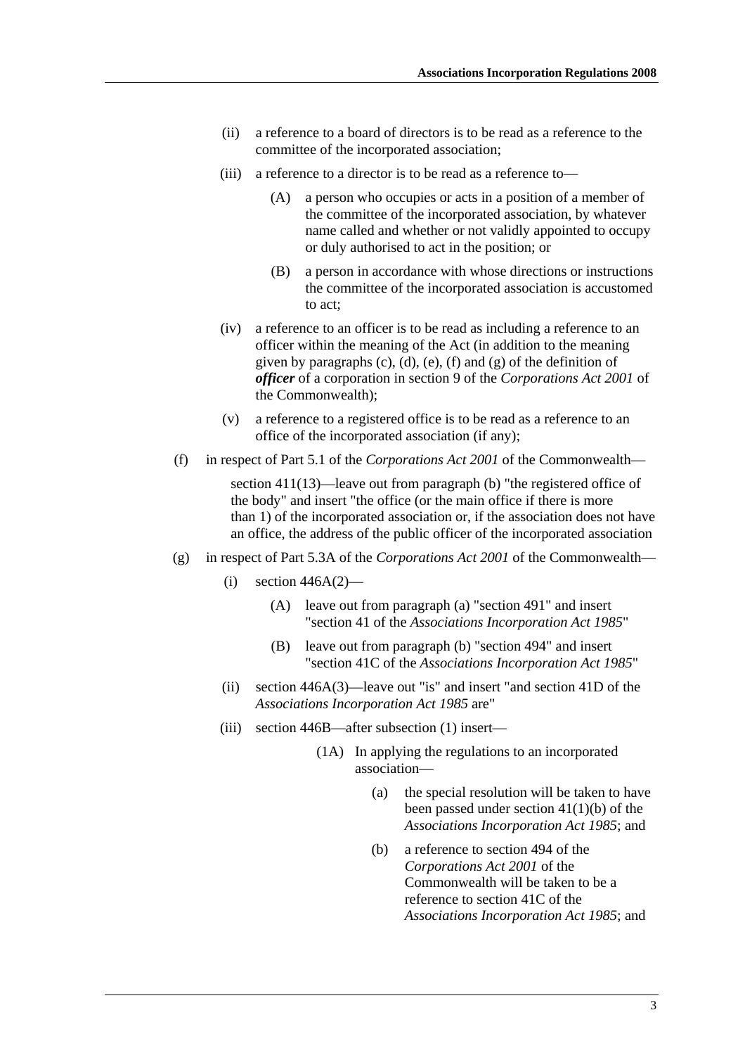(ii) a reference to a board of directors is to be read as a reference to the committee of the incorporated association;

(iii) a reference to a director is to be read as a reference to—

(A) a person who occupies or acts in a position of a member of the committee of the incorporated association, by whatever name called and whether or not validly appointed to occupy or duly authorised to act in the position; or

(B) a person in accordance with whose directions or instructions the committee of the incorporated association is accustomed to act;

(iv) a reference to an officer is to be read as including a reference to an officer within the meaning of the Act (in addition to the meaning given by paragraphs (c), (d), (e), (f) and (g) of the definition of ***officer*** of a corporation in section 9 of the *Corporations Act 2001* of the Commonwealth);

(v) a reference to a registered office is to be read as a reference to an office of the incorporated association (if any);

(f) in respect of Part 5.1 of the *Corporations Act 2001* of the Commonwealth—

section 411(13)—leave out from paragraph (b) "the registered office of the body" and insert "the office (or the main office if there is more than 1) of the incorporated association or, if the association does not have an office, the address of the public officer of the incorporated association

(g) in respect of Part 5.3A of the *Corporations Act 2001* of the Commonwealth—

(i) section 446A(2)—

(A) leave out from paragraph (a) "section 491" and insert "section 41 of the *Associations Incorporation Act 1985*"

(B) leave out from paragraph (b) "section 494" and insert "section 41C of the *Associations Incorporation Act 1985*"

(ii) section 446A(3)—leave out "is" and insert "and section 41D of the *Associations Incorporation Act 1985* are"

(iii) section 446B—after subsection (1) insert—

(1A) In applying the regulations to an incorporated association—

(a) the special resolution will be taken to have been passed under section 41(1)(b) of the *Associations Incorporation Act 1985*; and

(b) a reference to section 494 of the *Corporations Act 2001* of the Commonwealth will be taken to be a reference to section 41C of the *Associations Incorporation Act 1985*; and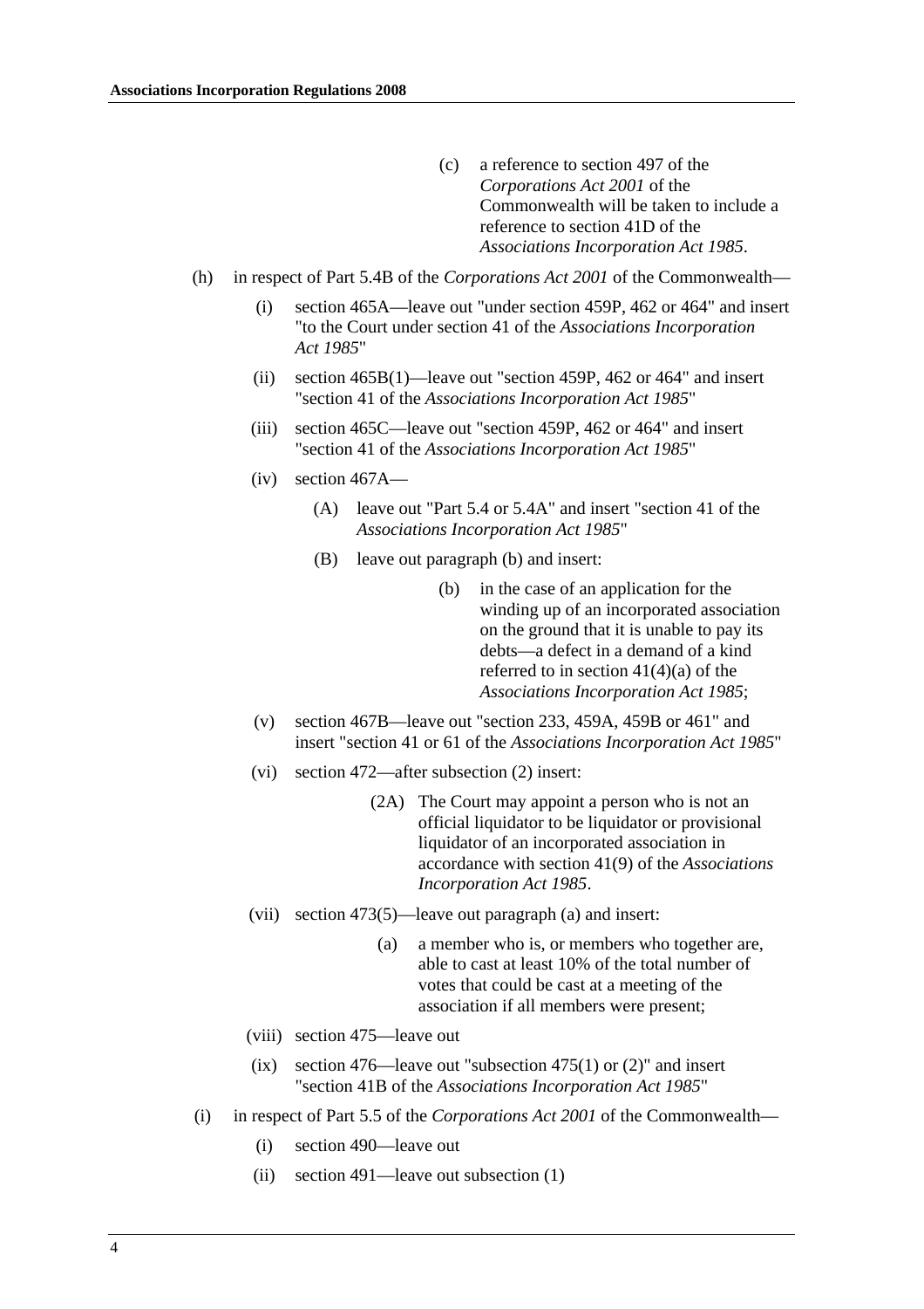(c) a reference to section 497 of the *Corporations Act 2001* of the Commonwealth will be taken to include a reference to section 41D of the *Associations Incorporation Act 1985*.

(h) in respect of Part 5.4B of the *Corporations Act 2001* of the Commonwealth—

(i) section 465A—leave out "under section 459P, 462 or 464" and insert "to the Court under section 41 of the *Associations Incorporation Act 1985*"

(ii) section 465B(1)—leave out "section 459P, 462 or 464" and insert "section 41 of the *Associations Incorporation Act 1985*"

(iii) section 465C—leave out "section 459P, 462 or 464" and insert "section 41 of the *Associations Incorporation Act 1985*"

(iv) section 467A—

(A) leave out "Part 5.4 or 5.4A" and insert "section 41 of the *Associations Incorporation Act 1985*"

(B) leave out paragraph (b) and insert:

(b) in the case of an application for the winding up of an incorporated association on the ground that it is unable to pay its debts—a defect in a demand of a kind referred to in section 41(4)(a) of the *Associations Incorporation Act 1985*;

(v) section 467B—leave out "section 233, 459A, 459B or 461" and insert "section 41 or 61 of the *Associations Incorporation Act 1985*"

(vi) section 472—after subsection (2) insert:

(2A) The Court may appoint a person who is not an official liquidator to be liquidator or provisional liquidator of an incorporated association in accordance with section 41(9) of the *Associations Incorporation Act 1985*.

(vii) section 473(5)—leave out paragraph (a) and insert:

(a) a member who is, or members who together are, able to cast at least 10% of the total number of votes that could be cast at a meeting of the association if all members were present;

(viii) section 475—leave out

(ix) section 476—leave out "subsection 475(1) or (2)" and insert "section 41B of the *Associations Incorporation Act 1985*"

(i) in respect of Part 5.5 of the *Corporations Act 2001* of the Commonwealth—

(i) section 490—leave out

(ii) section 491—leave out subsection (1)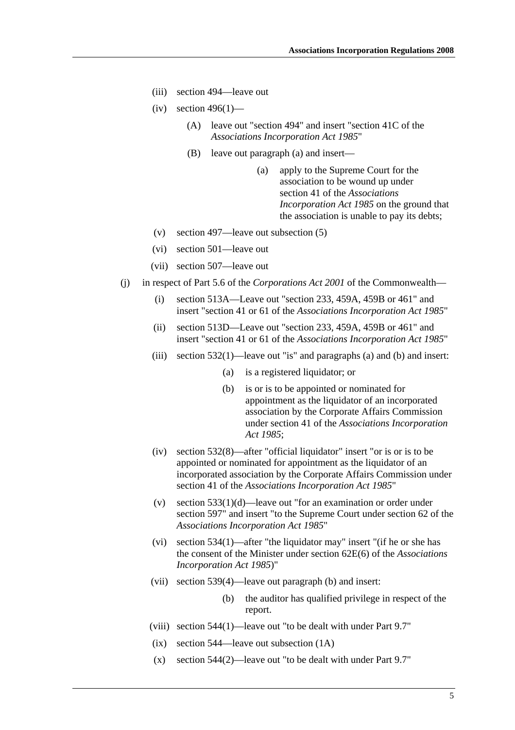(iii) section 494—leave out

(iv) section 496(1)—

(A) leave out "section 494" and insert "section 41C of the *Associations Incorporation Act 1985*"

(B) leave out paragraph (a) and insert—

(a) apply to the Supreme Court for the association to be wound up under section 41 of the *Associations Incorporation Act 1985* on the ground that the association is unable to pay its debts;

(v) section 497—leave out subsection (5)

(vi) section 501—leave out

(vii) section 507—leave out

(j) in respect of Part 5.6 of the *Corporations Act 2001* of the Commonwealth—

(i) section 513A—Leave out "section 233, 459A, 459B or 461" and insert "section 41 or 61 of the *Associations Incorporation Act 1985*"

(ii) section 513D—Leave out "section 233, 459A, 459B or 461" and insert "section 41 or 61 of the *Associations Incorporation Act 1985*"

(iii) section 532(1)—leave out "is" and paragraphs (a) and (b) and insert:

(a) is a registered liquidator; or

(b) is or is to be appointed or nominated for appointment as the liquidator of an incorporated association by the Corporate Affairs Commission under section 41 of the *Associations Incorporation Act 1985*;

(iv) section 532(8)—after "official liquidator" insert "or is or is to be appointed or nominated for appointment as the liquidator of an incorporated association by the Corporate Affairs Commission under section 41 of the *Associations Incorporation Act 1985*"

(v) section 533(1)(d)—leave out "for an examination or order under section 597" and insert "to the Supreme Court under section 62 of the *Associations Incorporation Act 1985*"

(vi) section 534(1)—after "the liquidator may" insert "(if he or she has the consent of the Minister under section 62E(6) of the *Associations Incorporation Act 1985*)"

(vii) section 539(4)—leave out paragraph (b) and insert:

(b) the auditor has qualified privilege in respect of the report.

(viii) section 544(1)—leave out "to be dealt with under Part 9.7"

(ix) section 544—leave out subsection (1A)

(x) section 544(2)—leave out "to be dealt with under Part 9.7"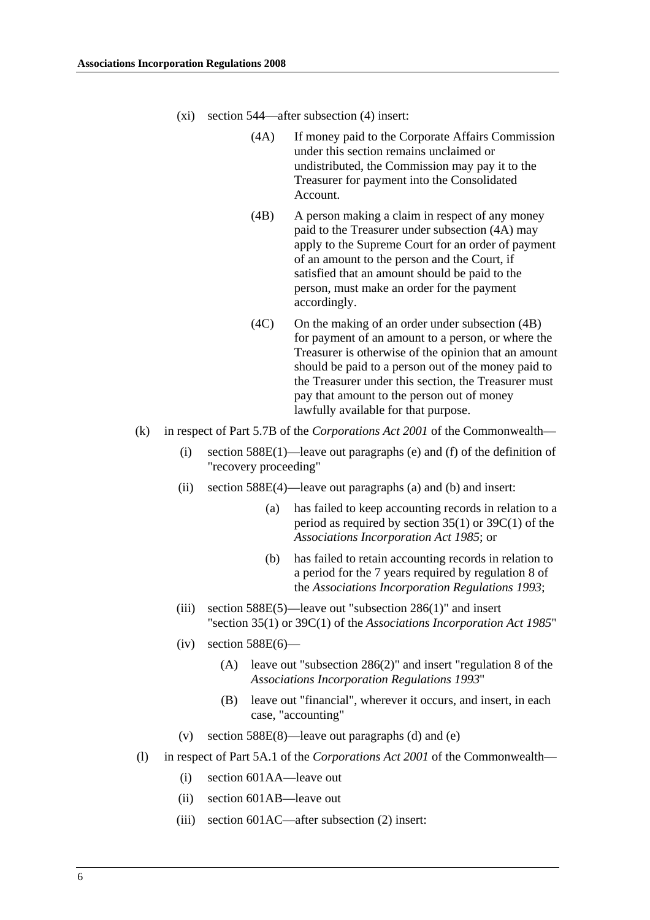(xi) section 544—after subsection (4) insert:

(4A) If money paid to the Corporate Affairs Commission under this section remains unclaimed or undistributed, the Commission may pay it to the Treasurer for payment into the Consolidated Account.

(4B) A person making a claim in respect of any money paid to the Treasurer under subsection (4A) may apply to the Supreme Court for an order of payment of an amount to the person and the Court, if satisfied that an amount should be paid to the person, must make an order for the payment accordingly.

(4C) On the making of an order under subsection (4B) for payment of an amount to a person, or where the Treasurer is otherwise of the opinion that an amount should be paid to a person out of the money paid to the Treasurer under this section, the Treasurer must pay that amount to the person out of money lawfully available for that purpose.

(k) in respect of Part 5.7B of the *Corporations Act 2001* of the Commonwealth—

(i) section 588E(1)—leave out paragraphs (e) and (f) of the definition of "recovery proceeding"

(ii) section 588E(4)—leave out paragraphs (a) and (b) and insert:

(a) has failed to keep accounting records in relation to a period as required by section 35(1) or 39C(1) of the *Associations Incorporation Act 1985*; or

(b) has failed to retain accounting records in relation to a period for the 7 years required by regulation 8 of the *Associations Incorporation Regulations 1993*;

(iii) section 588E(5)—leave out "subsection 286(1)" and insert "section 35(1) or 39C(1) of the *Associations Incorporation Act 1985*"

(iv) section 588E(6)—

(A) leave out "subsection 286(2)" and insert "regulation 8 of the *Associations Incorporation Regulations 1993*"

(B) leave out "financial", wherever it occurs, and insert, in each case, "accounting"

(v) section 588E(8)—leave out paragraphs (d) and (e)

(l) in respect of Part 5A.1 of the *Corporations Act 2001* of the Commonwealth—

(i) section 601AA—leave out

(ii) section 601AB—leave out

(iii) section 601AC—after subsection (2) insert: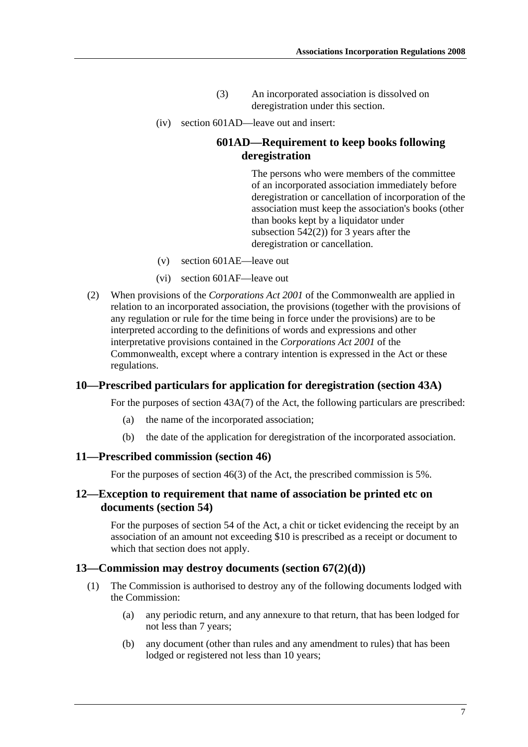(3) An incorporated association is dissolved on deregistration under this section.

(iv) section 601AD—leave out and insert:

### 601AD—Requirement to keep books following deregistration

The persons who were members of the committee of an incorporated association immediately before deregistration or cancellation of incorporation of the association must keep the association's books (other than books kept by a liquidator under subsection 542(2)) for 3 years after the deregistration or cancellation.

(v) section 601AE—leave out

(vi) section 601AF—leave out

(2) When provisions of the *Corporations Act 2001* of the Commonwealth are applied in relation to an incorporated association, the provisions (together with the provisions of any regulation or rule for the time being in force under the provisions) are to be interpreted according to the definitions of words and expressions and other interpretative provisions contained in the *Corporations Act 2001* of the Commonwealth, except where a contrary intention is expressed in the Act or these regulations.

## 10—Prescribed particulars for application for deregistration (section 43A)

For the purposes of section 43A(7) of the Act, the following particulars are prescribed:

(a) the name of the incorporated association;

(b) the date of the application for deregistration of the incorporated association.

## 11—Prescribed commission (section 46)

For the purposes of section 46(3) of the Act, the prescribed commission is 5%.

## 12—Exception to requirement that name of association be printed etc on documents (section 54)

For the purposes of section 54 of the Act, a chit or ticket evidencing the receipt by an association of an amount not exceeding $10 is prescribed as a receipt or document to which that section does not apply.

## 13—Commission may destroy documents (section 67(2)(d))

(1) The Commission is authorised to destroy any of the following documents lodged with the Commission:

(a) any periodic return, and any annexure to that return, that has been lodged for not less than 7 years;

(b) any document (other than rules and any amendment to rules) that has been lodged or registered not less than 10 years;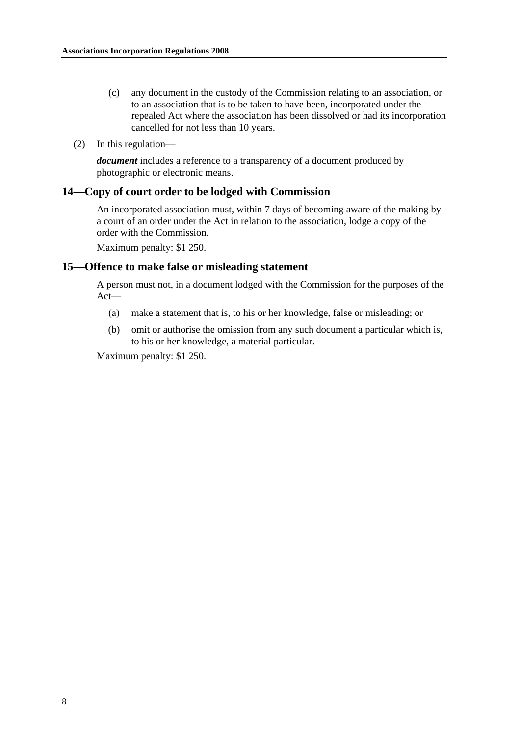(c) any document in the custody of the Commission relating to an association, or to an association that is to be taken to have been, incorporated under the repealed Act where the association has been dissolved or had its incorporation cancelled for not less than 10 years.

(2) In this regulation—

***document*** includes a reference to a transparency of a document produced by photographic or electronic means.

## 14—Copy of court order to be lodged with Commission

An incorporated association must, within 7 days of becoming aware of the making by a court of an order under the Act in relation to the association, lodge a copy of the order with the Commission.

Maximum penalty: $1 250.

## 15—Offence to make false or misleading statement

A person must not, in a document lodged with the Commission for the purposes of the Act—

(a) make a statement that is, to his or her knowledge, false or misleading; or

(b) omit or authorise the omission from any such document a particular which is, to his or her knowledge, a material particular.

Maximum penalty: $1 250.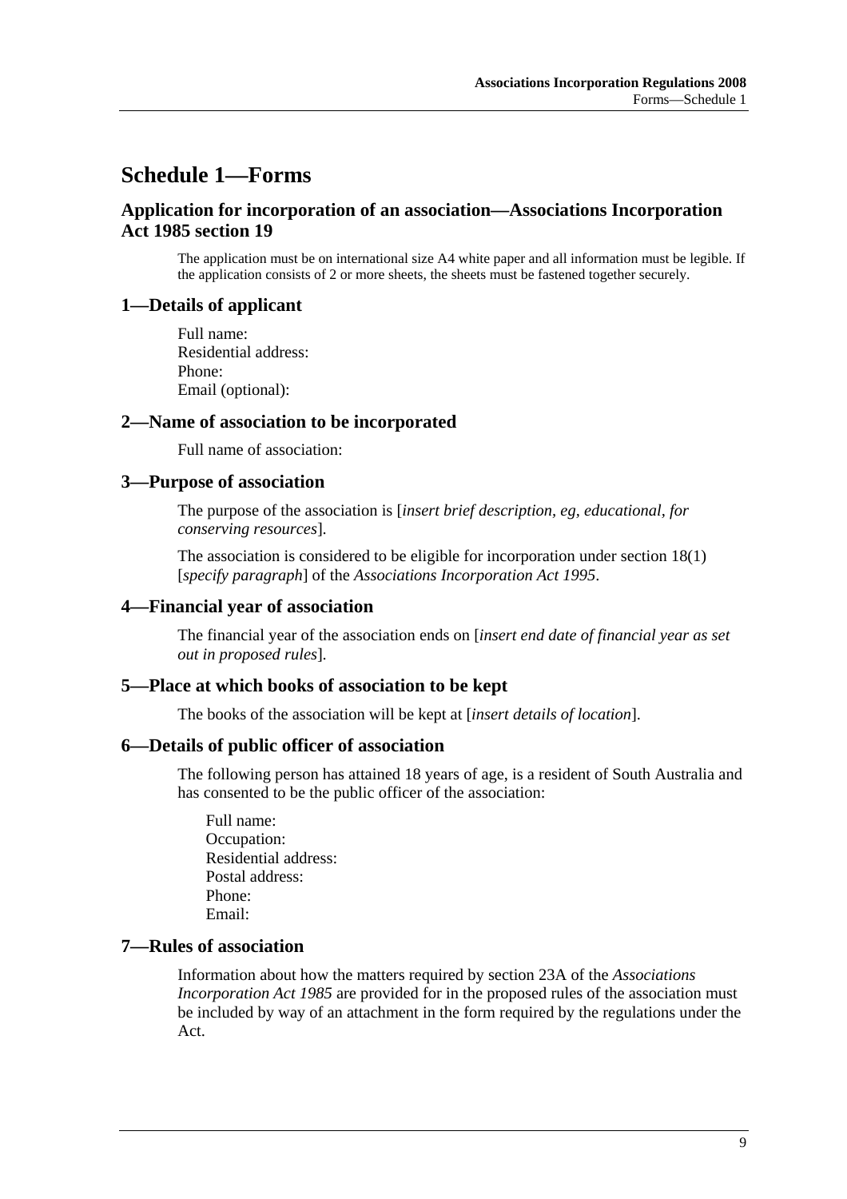# Schedule 1—Forms

## Application for incorporation of an association—Associations Incorporation Act 1985 section 19

The application must be on international size A4 white paper and all information must be legible. If the application consists of 2 or more sheets, the sheets must be fastened together securely.

### 1—Details of applicant

Full name:
Residential address:
Phone:
Email (optional):

### 2—Name of association to be incorporated

Full name of association:

### 3—Purpose of association

The purpose of the association is [*insert brief description, eg, educational, for conserving resources*].

The association is considered to be eligible for incorporation under section 18(1) [*specify paragraph*] of the *Associations Incorporation Act 1995*.

### 4—Financial year of association

The financial year of the association ends on [*insert end date of financial year as set out in proposed rules*].

### 5—Place at which books of association to be kept

The books of the association will be kept at [*insert details of location*].

### 6—Details of public officer of association

The following person has attained 18 years of age, is a resident of South Australia and has consented to be the public officer of the association:

Full name:
Occupation:
Residential address:
Postal address:
Phone:
Email:

### 7—Rules of association

Information about how the matters required by section 23A of the *Associations Incorporation Act 1985* are provided for in the proposed rules of the association must be included by way of an attachment in the form required by the regulations under the Act.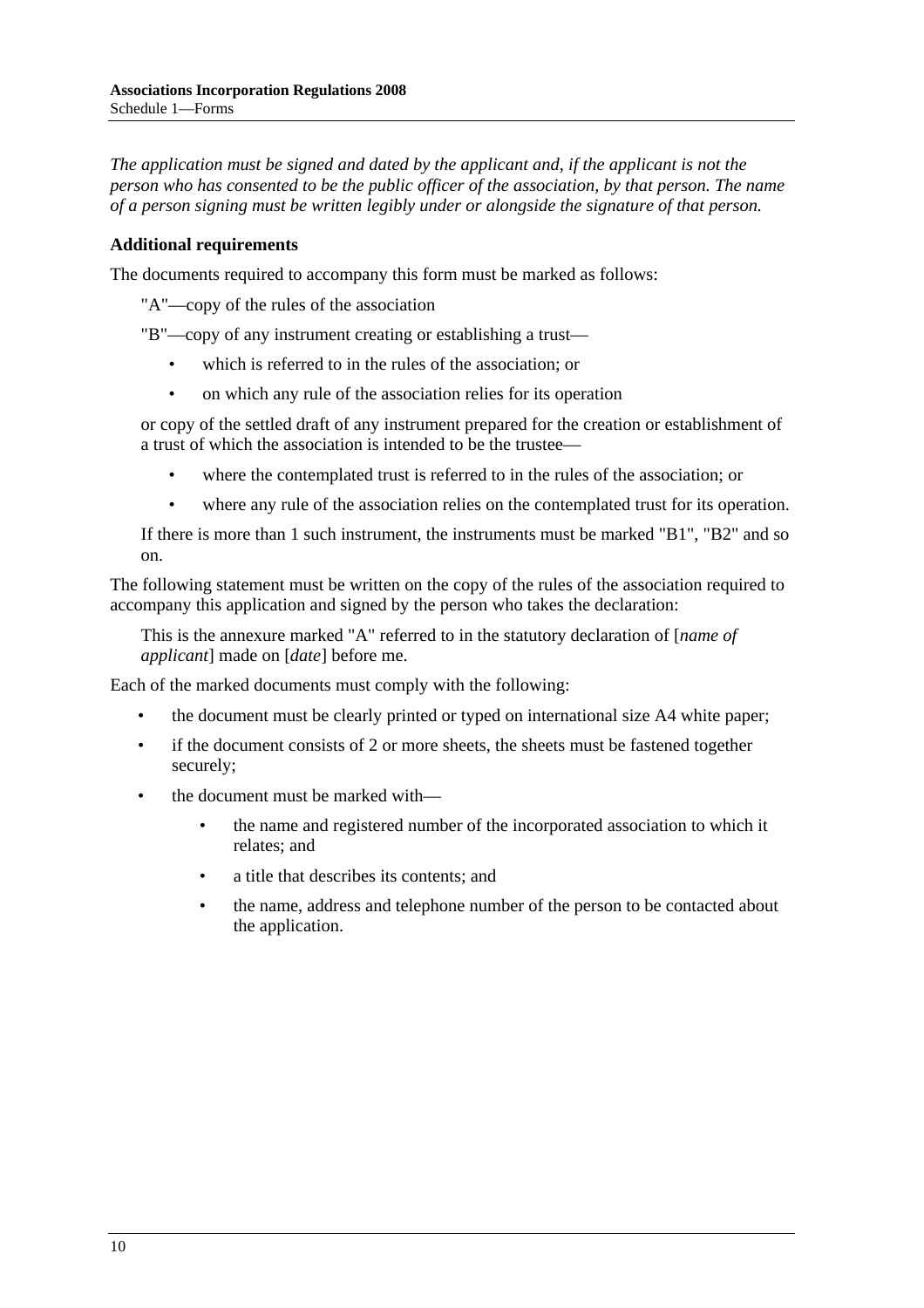*The application must be signed and dated by the applicant and, if the applicant is not the person who has consented to be the public officer of the association, by that person. The name of a person signing must be written legibly under or alongside the signature of that person.*

**Additional requirements**

The documents required to accompany this form must be marked as follows:

"A"—copy of the rules of the association

"B"—copy of any instrument creating or establishing a trust—

- which is referred to in the rules of the association; or
- on which any rule of the association relies for its operation

or copy of the settled draft of any instrument prepared for the creation or establishment of a trust of which the association is intended to be the trustee—

- where the contemplated trust is referred to in the rules of the association; or
- where any rule of the association relies on the contemplated trust for its operation.

If there is more than 1 such instrument, the instruments must be marked "B1", "B2" and so on.

The following statement must be written on the copy of the rules of the association required to accompany this application and signed by the person who takes the declaration:

> This is the annexure marked "A" referred to in the statutory declaration of [*name of applicant*] made on [*date*] before me.

Each of the marked documents must comply with the following:

- the document must be clearly printed or typed on international size A4 white paper;
- if the document consists of 2 or more sheets, the sheets must be fastened together securely;
- the document must be marked with—
    - the name and registered number of the incorporated association to which it relates; and
    - a title that describes its contents; and
    - the name, address and telephone number of the person to be contacted about the application.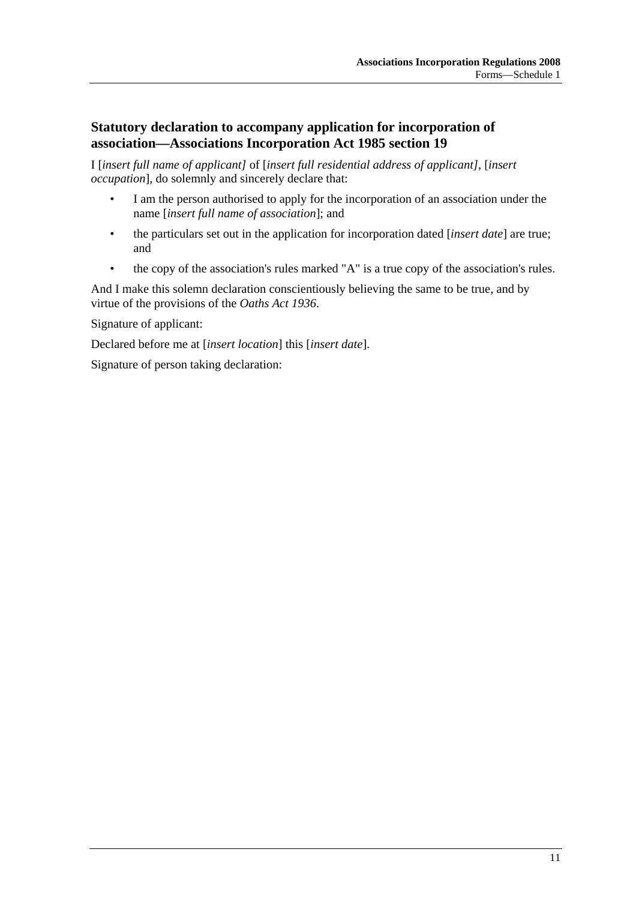## Statutory declaration to accompany application for incorporation of association—Associations Incorporation Act 1985 section 19

I [*insert full name of applicant]* of [*insert full residential address of applicant]*, [*insert occupation*], do solemnly and sincerely declare that:

- I am the person authorised to apply for the incorporation of an association under the name [*insert full name of association*]; and
- the particulars set out in the application for incorporation dated [*insert date*] are true; and
- the copy of the association's rules marked "A" is a true copy of the association's rules.

And I make this solemn declaration conscientiously believing the same to be true, and by virtue of the provisions of the *Oaths Act 1936*.

Signature of applicant:

Declared before me at [*insert location*] this [*insert date*].

Signature of person taking declaration: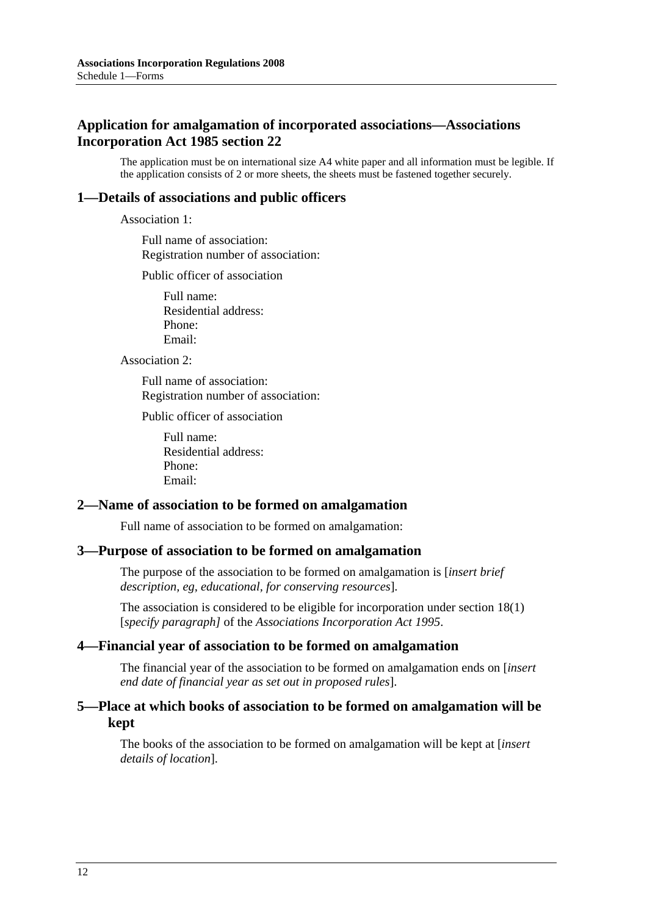## Application for amalgamation of incorporated associations—Associations Incorporation Act 1985 section 22

The application must be on international size A4 white paper and all information must be legible. If the application consists of 2 or more sheets, the sheets must be fastened together securely.

### 1—Details of associations and public officers

Association 1:

Full name of association:
Registration number of association:

Public officer of association

Full name:
Residential address:
Phone:
Email:

Association 2:

Full name of association:
Registration number of association:

Public officer of association

Full name:
Residential address:
Phone:
Email:

### 2—Name of association to be formed on amalgamation

Full name of association to be formed on amalgamation:

### 3—Purpose of association to be formed on amalgamation

The purpose of the association to be formed on amalgamation is [*insert brief description, eg, educational, for conserving resources*].

The association is considered to be eligible for incorporation under section 18(1) [*specify paragraph]* of the *Associations Incorporation Act 1995*.

### 4—Financial year of association to be formed on amalgamation

The financial year of the association to be formed on amalgamation ends on [*insert end date of financial year as set out in proposed rules*].

### 5—Place at which books of association to be formed on amalgamation will be kept

The books of the association to be formed on amalgamation will be kept at [*insert details of location*].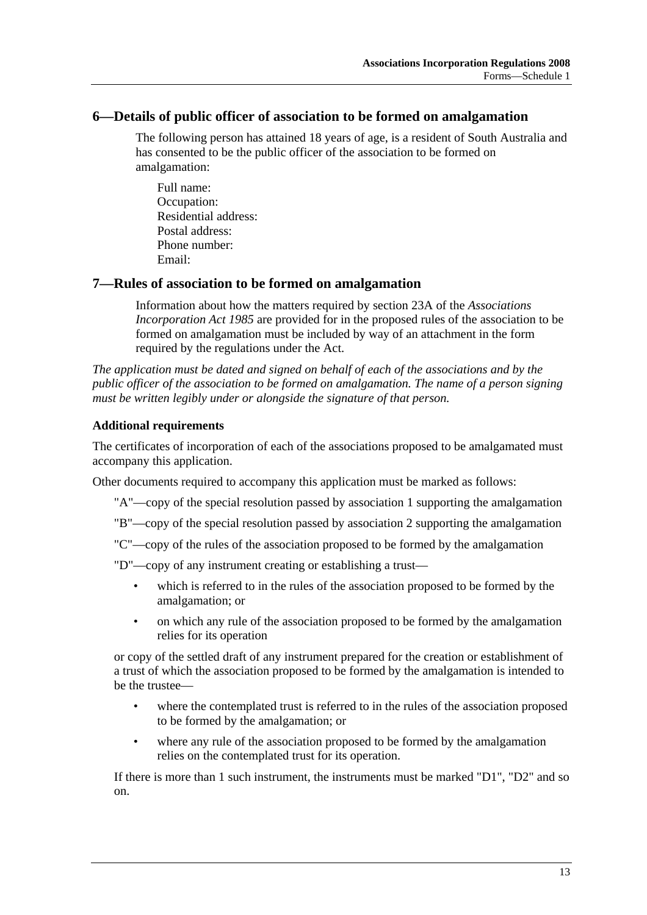## 6—Details of public officer of association to be formed on amalgamation

The following person has attained 18 years of age, is a resident of South Australia and has consented to be the public officer of the association to be formed on amalgamation:

Full name:
Occupation:
Residential address:
Postal address:
Phone number:
Email:

## 7—Rules of association to be formed on amalgamation

Information about how the matters required by section 23A of the *Associations Incorporation Act 1985* are provided for in the proposed rules of the association to be formed on amalgamation must be included by way of an attachment in the form required by the regulations under the Act.

*The application must be dated and signed on behalf of each of the associations and by the public officer of the association to be formed on amalgamation. The name of a person signing must be written legibly under or alongside the signature of that person.*

**Additional requirements**

The certificates of incorporation of each of the associations proposed to be amalgamated must accompany this application.

Other documents required to accompany this application must be marked as follows:

"A"—copy of the special resolution passed by association 1 supporting the amalgamation

"B"—copy of the special resolution passed by association 2 supporting the amalgamation

"C"—copy of the rules of the association proposed to be formed by the amalgamation

"D"—copy of any instrument creating or establishing a trust—

- which is referred to in the rules of the association proposed to be formed by the amalgamation; or
- on which any rule of the association proposed to be formed by the amalgamation relies for its operation

or copy of the settled draft of any instrument prepared for the creation or establishment of a trust of which the association proposed to be formed by the amalgamation is intended to be the trustee—

- where the contemplated trust is referred to in the rules of the association proposed to be formed by the amalgamation; or
- where any rule of the association proposed to be formed by the amalgamation relies on the contemplated trust for its operation.

If there is more than 1 such instrument, the instruments must be marked "D1", "D2" and so on.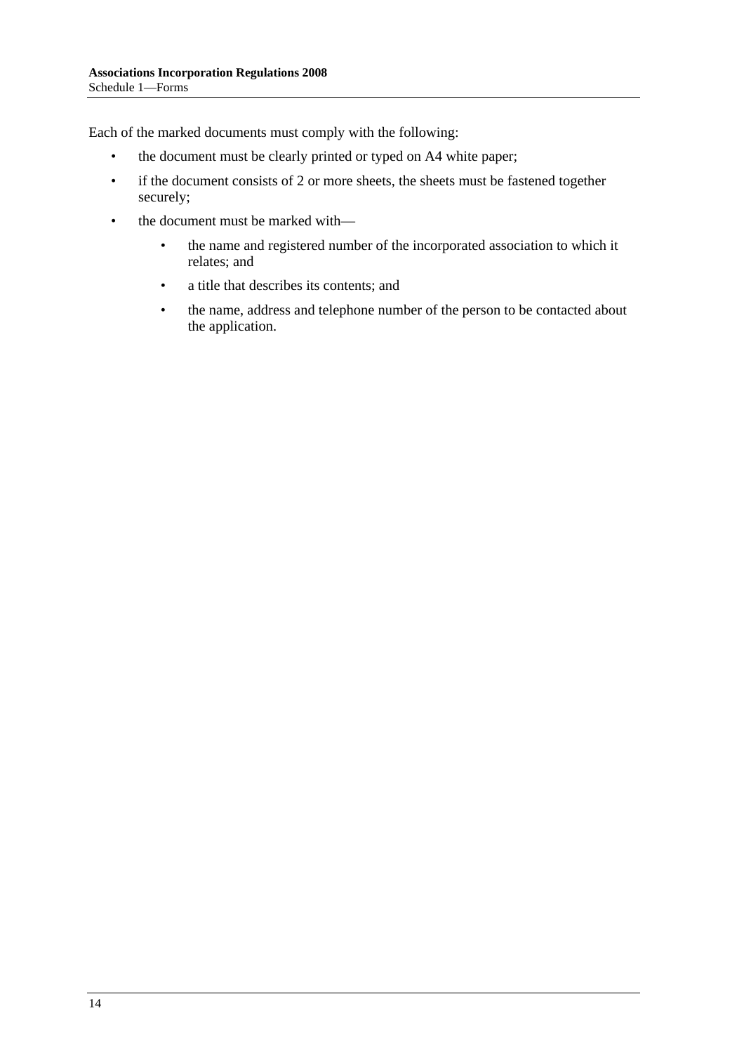Each of the marked documents must comply with the following:

- the document must be clearly printed or typed on A4 white paper;
- if the document consists of 2 or more sheets, the sheets must be fastened together securely;
- the document must be marked with—
    - the name and registered number of the incorporated association to which it relates; and
    - a title that describes its contents; and
    - the name, address and telephone number of the person to be contacted about the application.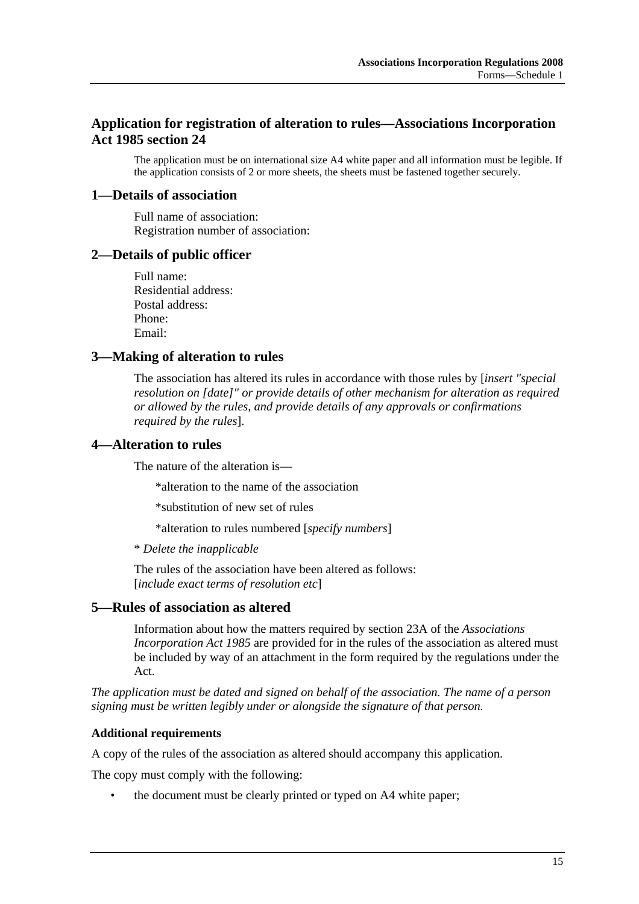## Application for registration of alteration to rules—Associations Incorporation Act 1985 section 24

The application must be on international size A4 white paper and all information must be legible. If the application consists of 2 or more sheets, the sheets must be fastened together securely.

### 1—Details of association

Full name of association:
Registration number of association:

### 2—Details of public officer

Full name:
Residential address:
Postal address:
Phone:
Email:

### 3—Making of alteration to rules

The association has altered its rules in accordance with those rules by [*insert "special resolution on [date]" or provide details of other mechanism for alteration as required or allowed by the rules, and provide details of any approvals or confirmations required by the rules*].

### 4—Alteration to rules

The nature of the alteration is—

*alteration to the name of the association

*substitution of new set of rules

*alteration to rules numbered [*specify numbers*]

\* *Delete the inapplicable*

The rules of the association have been altered as follows:
[*include exact terms of resolution etc*]

### 5—Rules of association as altered

Information about how the matters required by section 23A of the *Associations Incorporation Act 1985* are provided for in the rules of the association as altered must be included by way of an attachment in the form required by the regulations under the Act.

*The application must be dated and signed on behalf of the association. The name of a person signing must be written legibly under or alongside the signature of that person.*

**Additional requirements**

A copy of the rules of the association as altered should accompany this application.

The copy must comply with the following:

- the document must be clearly printed or typed on A4 white paper;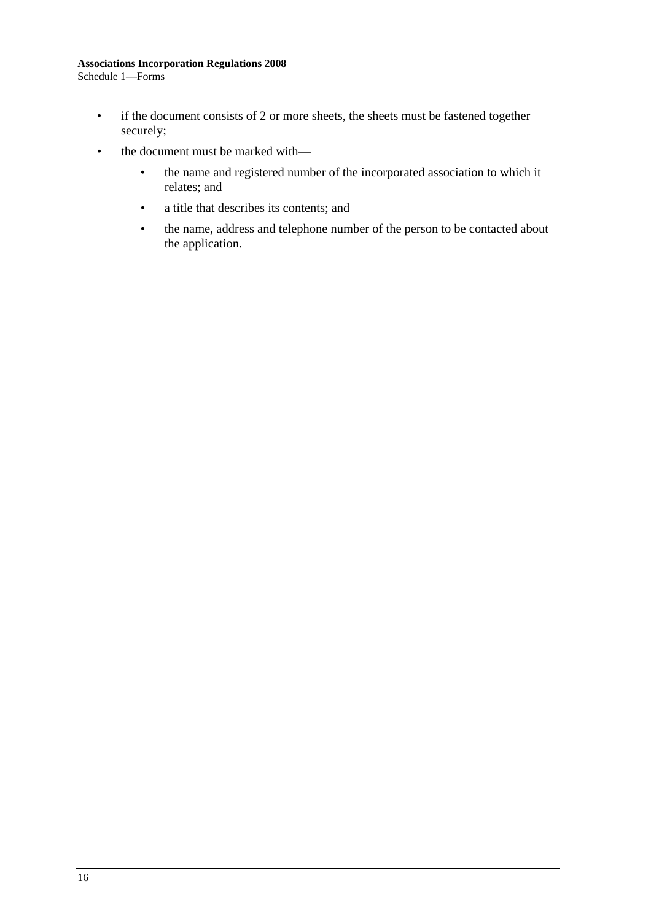- if the document consists of 2 or more sheets, the sheets must be fastened together securely;
- the document must be marked with—
  - the name and registered number of the incorporated association to which it relates; and
  - a title that describes its contents; and
  - the name, address and telephone number of the person to be contacted about the application.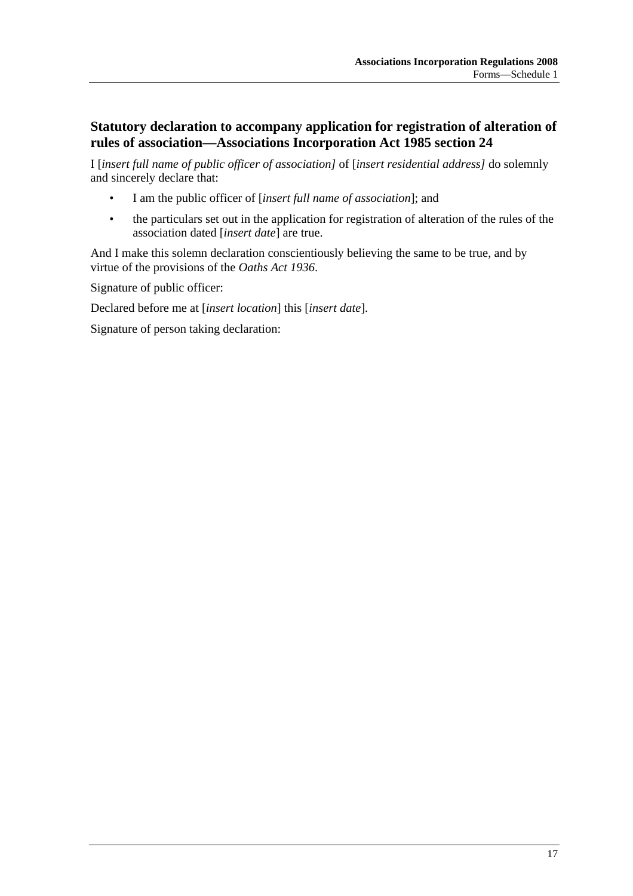## Statutory declaration to accompany application for registration of alteration of rules of association—Associations Incorporation Act 1985 section 24

I [*insert full name of public officer of association]* of [*insert residential address]* do solemnly and sincerely declare that:

- I am the public officer of [*insert full name of association*]; and
- the particulars set out in the application for registration of alteration of the rules of the association dated [*insert date*] are true.

And I make this solemn declaration conscientiously believing the same to be true, and by virtue of the provisions of the *Oaths Act 1936*.

Signature of public officer:

Declared before me at [*insert location*] this [*insert date*].

Signature of person taking declaration: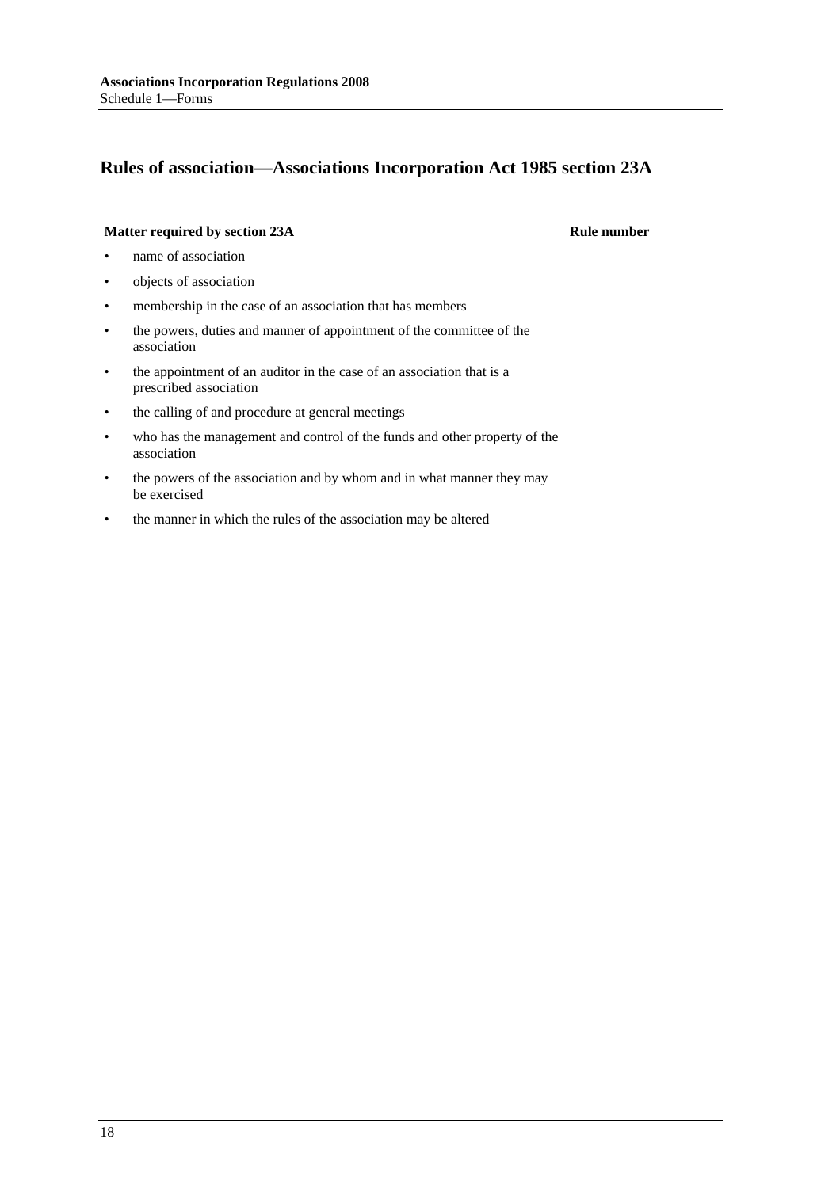## Rules of association—Associations Incorporation Act 1985 section 23A

| Matter required by section 23A | Rule number |
| --- | --- |
| • name of association | |
| • objects of association | |
| • membership in the case of an association that has members | |
| • the powers, duties and manner of appointment of the committee of the association | |
| • the appointment of an auditor in the case of an association that is a prescribed association | |
| • the calling of and procedure at general meetings | |
| • who has the management and control of the funds and other property of the association | |
| • the powers of the association and by whom and in what manner they may be exercised | |
| • the manner in which the rules of the association may be altered | |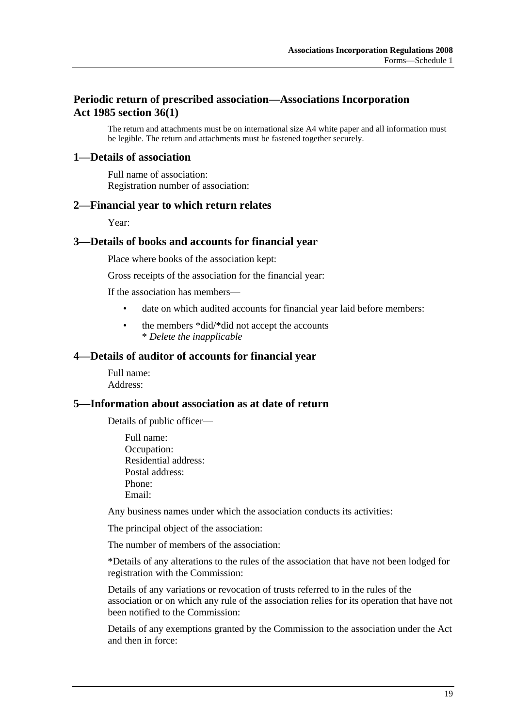## Periodic return of prescribed association—Associations Incorporation Act 1985 section 36(1)

The return and attachments must be on international size A4 white paper and all information must be legible. The return and attachments must be fastened together securely.

### 1—Details of association

Full name of association:
Registration number of association:

### 2—Financial year to which return relates

Year:

### 3—Details of books and accounts for financial year

Place where books of the association kept:

Gross receipts of the association for the financial year:

If the association has members—

- date on which audited accounts for financial year laid before members:
- the members *did/*did not accept the accounts
  * *Delete the inapplicable*

### 4—Details of auditor of accounts for financial year

Full name:
Address:

### 5—Information about association as at date of return

Details of public officer—

Full name:
Occupation:
Residential address:
Postal address:
Phone:
Email:

Any business names under which the association conducts its activities:

The principal object of the association:

The number of members of the association:

*Details of any alterations to the rules of the association that have not been lodged for registration with the Commission:

Details of any variations or revocation of trusts referred to in the rules of the association or on which any rule of the association relies for its operation that have not been notified to the Commission:

Details of any exemptions granted by the Commission to the association under the Act and then in force: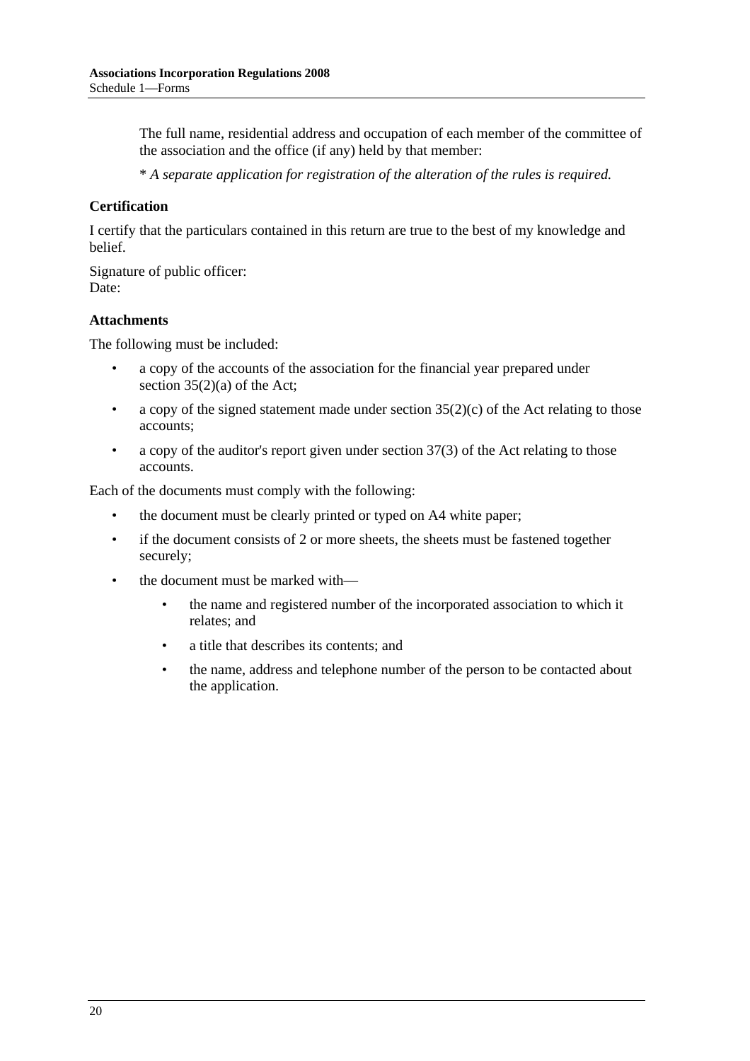The full name, residential address and occupation of each member of the committee of the association and the office (if any) held by that member:

* *A separate application for registration of the alteration of the rules is required.*

**Certification**

I certify that the particulars contained in this return are true to the best of my knowledge and belief.

Signature of public officer:
Date:

**Attachments**

The following must be included:

- a copy of the accounts of the association for the financial year prepared under section 35(2)(a) of the Act;
- a copy of the signed statement made under section 35(2)(c) of the Act relating to those accounts;
- a copy of the auditor's report given under section 37(3) of the Act relating to those accounts.

Each of the documents must comply with the following:

- the document must be clearly printed or typed on A4 white paper;
- if the document consists of 2 or more sheets, the sheets must be fastened together securely;
- the document must be marked with—
    - the name and registered number of the incorporated association to which it relates; and
    - a title that describes its contents; and
    - the name, address and telephone number of the person to be contacted about the application.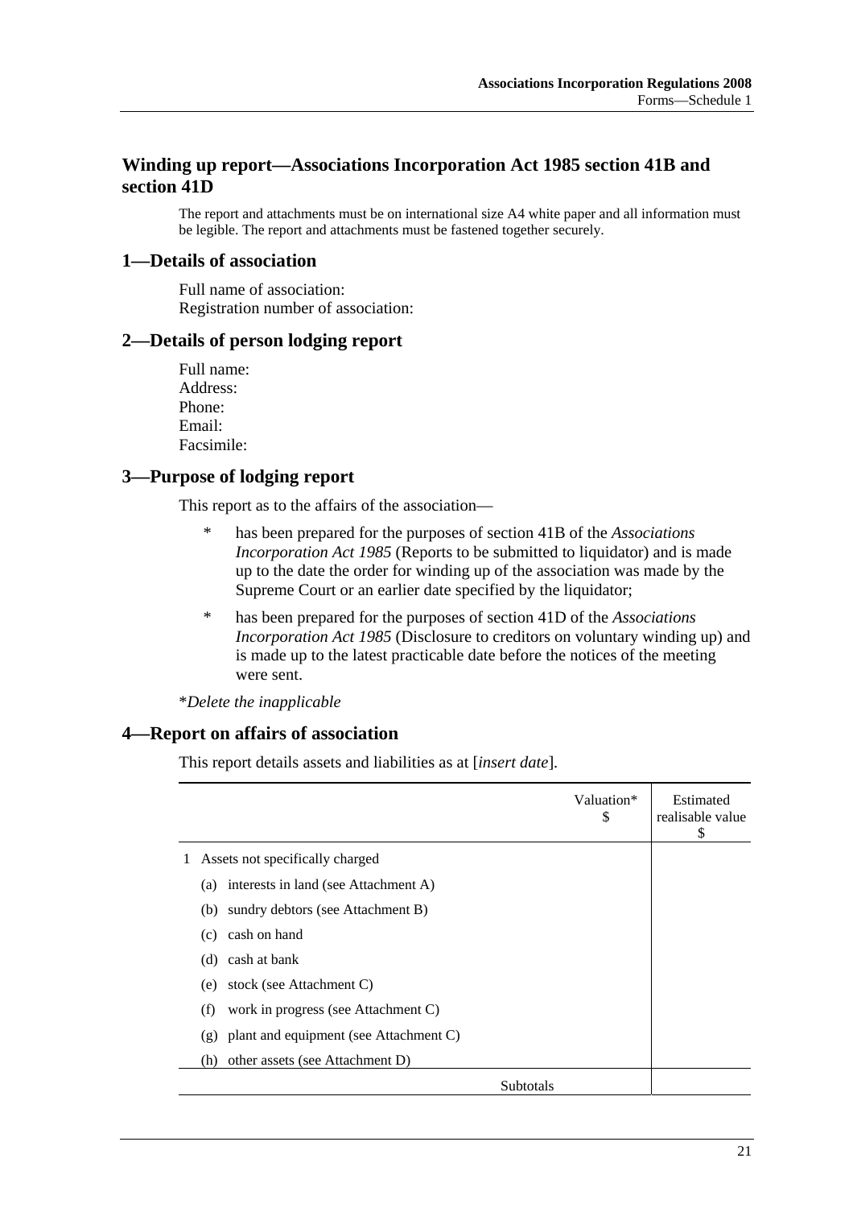## Winding up report—Associations Incorporation Act 1985 section 41B and section 41D

The report and attachments must be on international size A4 white paper and all information must be legible. The report and attachments must be fastened together securely.

### 1—Details of association

Full name of association:
Registration number of association:

### 2—Details of person lodging report

Full name:
Address:
Phone:
Email:
Facsimile:

### 3—Purpose of lodging report

This report as to the affairs of the association—

\* has been prepared for the purposes of section 41B of the *Associations Incorporation Act 1985* (Reports to be submitted to liquidator) and is made up to the date the order for winding up of the association was made by the Supreme Court or an earlier date specified by the liquidator;

\* has been prepared for the purposes of section 41D of the *Associations Incorporation Act 1985* (Disclosure to creditors on voluntary winding up) and is made up to the latest practicable date before the notices of the meeting were sent.

\**Delete the inapplicable*

### 4—Report on affairs of association

This report details assets and liabilities as at [*insert date*].

| | Valuation* $ | Estimated realisable value $ |
|---|---|---|
| 1 Assets not specifically charged | | |
| (a) interests in land (see Attachment A) | | |
| (b) sundry debtors (see Attachment B) | | |
| (c) cash on hand | | |
| (d) cash at bank | | |
| (e) stock (see Attachment C) | | |
| (f) work in progress (see Attachment C) | | |
| (g) plant and equipment (see Attachment C) | | |
| (h) other assets (see Attachment D) | | |
| Subtotals | | |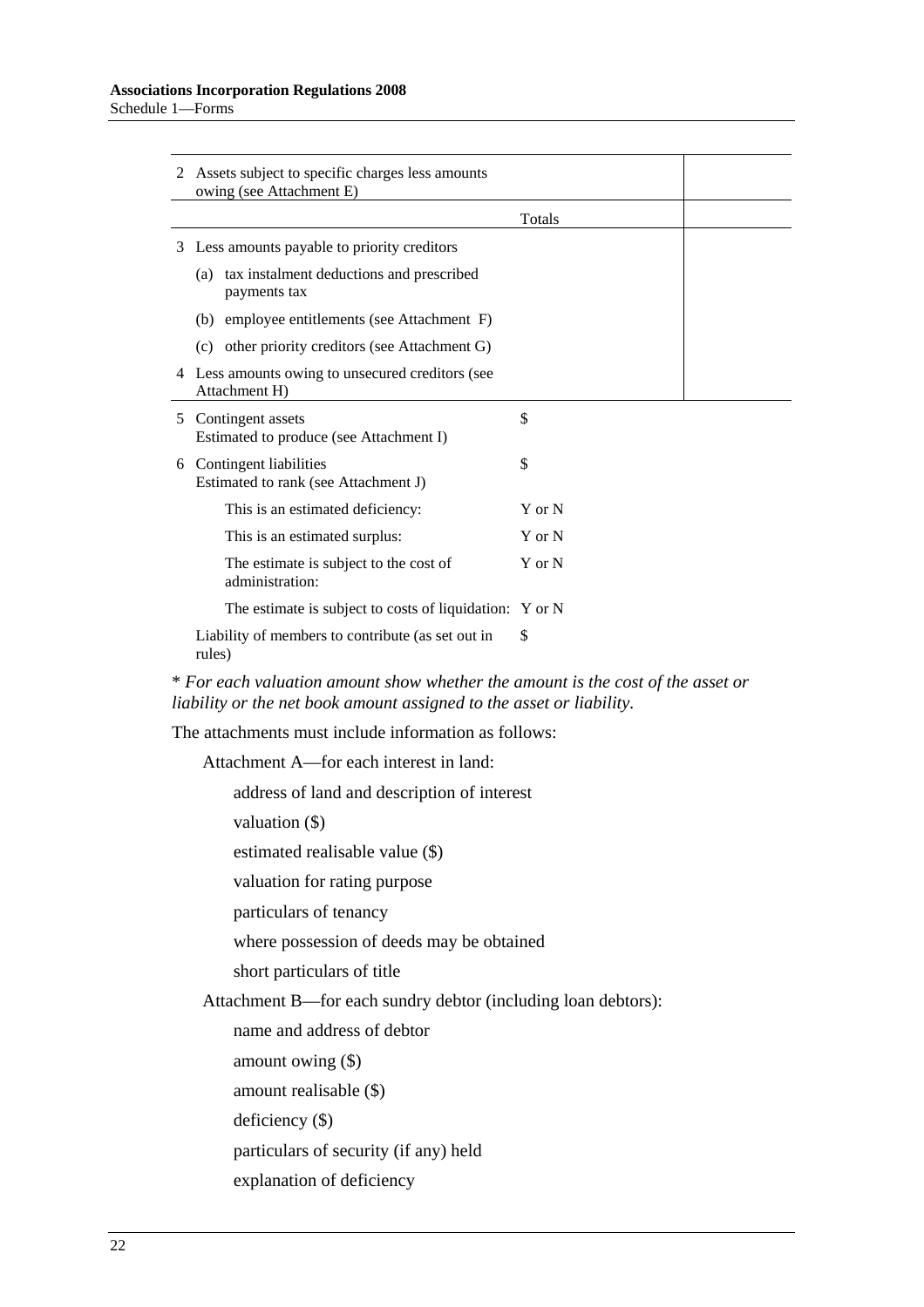| | | |
|---|---|---|
| 2 Assets subject to specific charges less amounts owing (see Attachment E) | | |
| | Totals | |
| 3 Less amounts payable to priority creditors | | |
| (a) tax instalment deductions and prescribed payments tax | | |
| (b) employee entitlements (see Attachment F) | | |
| (c) other priority creditors (see Attachment G) | | |
| 4 Less amounts owing to unsecured creditors (see Attachment H) | | |
| 5 Contingent assets<br>Estimated to produce (see Attachment I) | $ | |
| 6 Contingent liabilities<br>Estimated to rank (see Attachment J) | $ | |
| This is an estimated deficiency: | Y or N | |
| This is an estimated surplus: | Y or N | |
| The estimate is subject to the cost of administration: | Y or N | |
| The estimate is subject to costs of liquidation: | Y or N | |
| Liability of members to contribute (as set out in rules) | $ | |

\* *For each valuation amount show whether the amount is the cost of the asset or liability or the net book amount assigned to the asset or liability.*

The attachments must include information as follows:

Attachment A—for each interest in land:

- address of land and description of interest
- valuation ($)
- estimated realisable value ($)
- valuation for rating purpose
- particulars of tenancy
- where possession of deeds may be obtained
- short particulars of title

Attachment B—for each sundry debtor (including loan debtors):

- name and address of debtor
- amount owing ($)
- amount realisable ($)
- deficiency ($)
- particulars of security (if any) held
- explanation of deficiency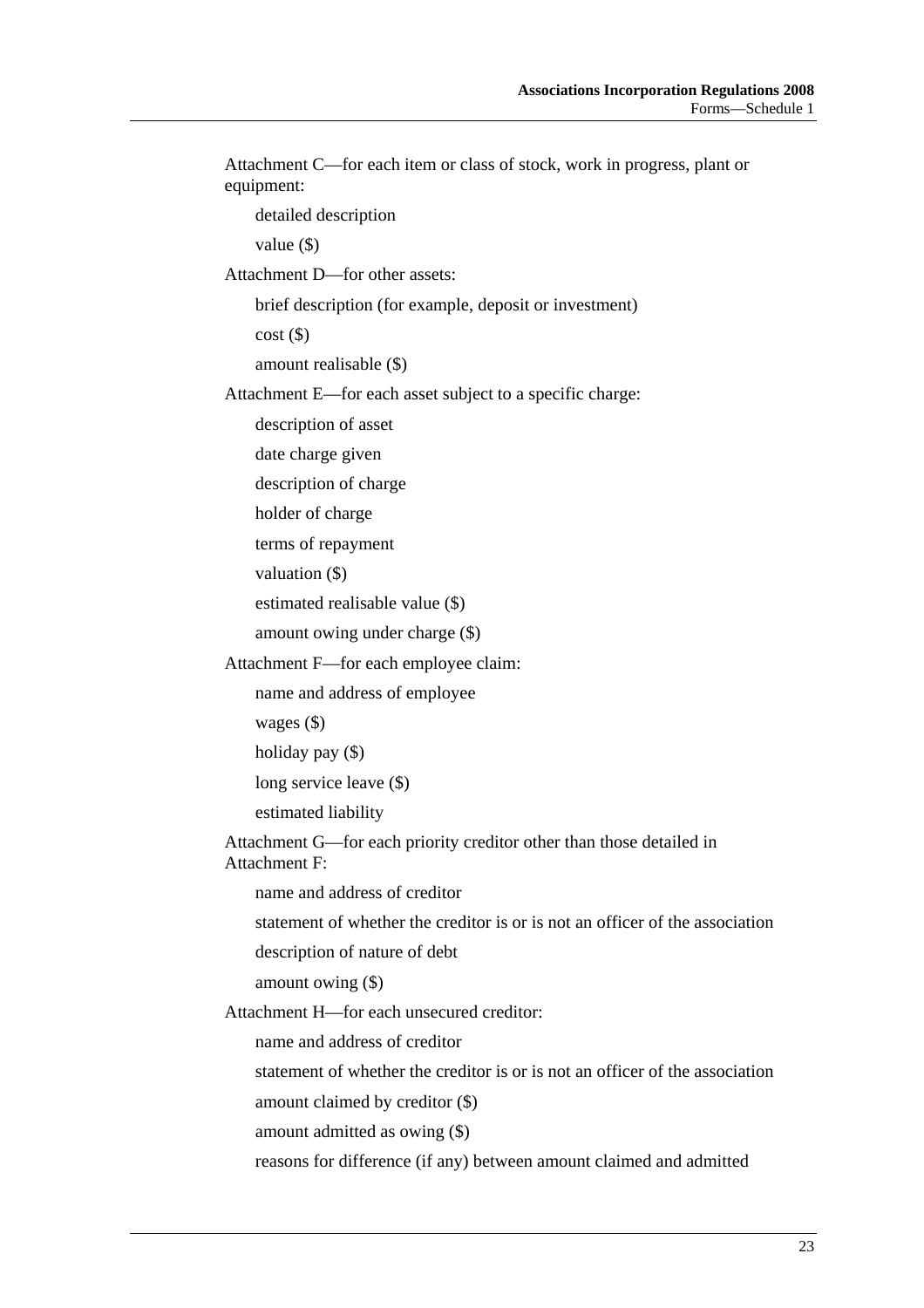Attachment C—for each item or class of stock, work in progress, plant or equipment:

detailed description

value ($)

Attachment D—for other assets:

brief description (for example, deposit or investment)

cost ($)

amount realisable ($)

Attachment E—for each asset subject to a specific charge:

description of asset

date charge given

description of charge

holder of charge

terms of repayment

valuation ($)

estimated realisable value ($)

amount owing under charge ($)

Attachment F—for each employee claim:

name and address of employee

wages ($)

holiday pay ($)

long service leave ($)

estimated liability

Attachment G—for each priority creditor other than those detailed in Attachment F:

name and address of creditor

statement of whether the creditor is or is not an officer of the association

description of nature of debt

amount owing ($)

Attachment H—for each unsecured creditor:

name and address of creditor

statement of whether the creditor is or is not an officer of the association

amount claimed by creditor ($)

amount admitted as owing ($)

reasons for difference (if any) between amount claimed and admitted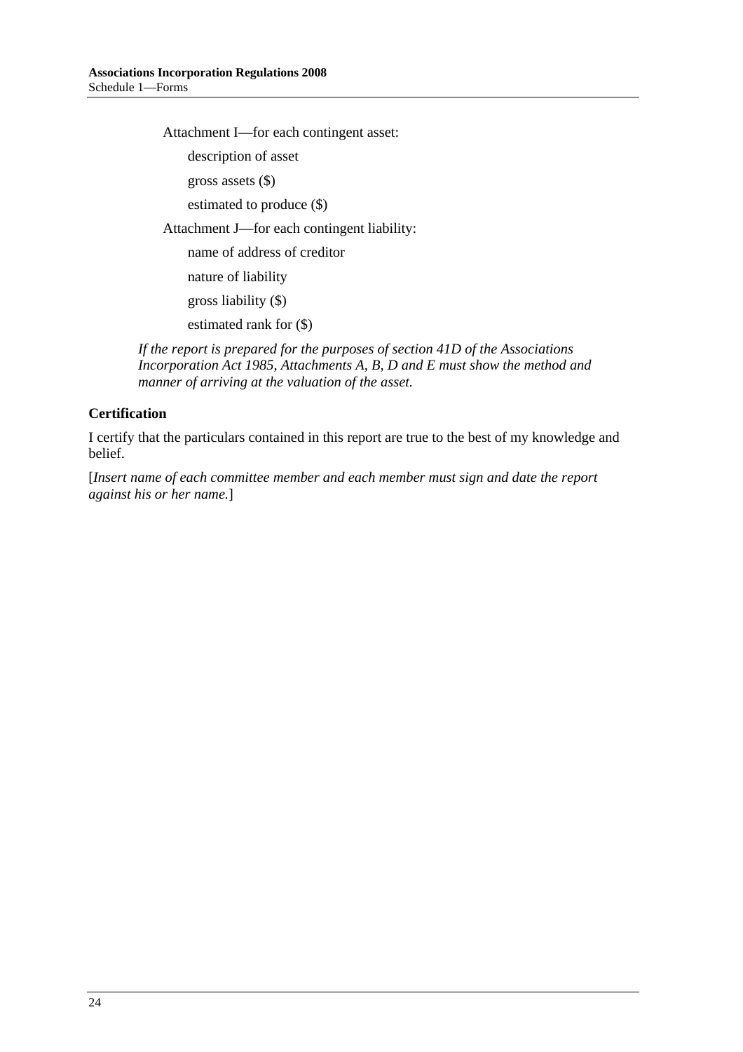Attachment I—for each contingent asset:

description of asset

gross assets ($)

estimated to produce ($)

Attachment J—for each contingent liability:

name of address of creditor

nature of liability

gross liability ($)

estimated rank for ($)

*If the report is prepared for the purposes of section 41D of the Associations Incorporation Act 1985, Attachments A, B, D and E must show the method and manner of arriving at the valuation of the asset.*

**Certification**

I certify that the particulars contained in this report are true to the best of my knowledge and belief.

[*Insert name of each committee member and each member must sign and date the report against his or her name.*]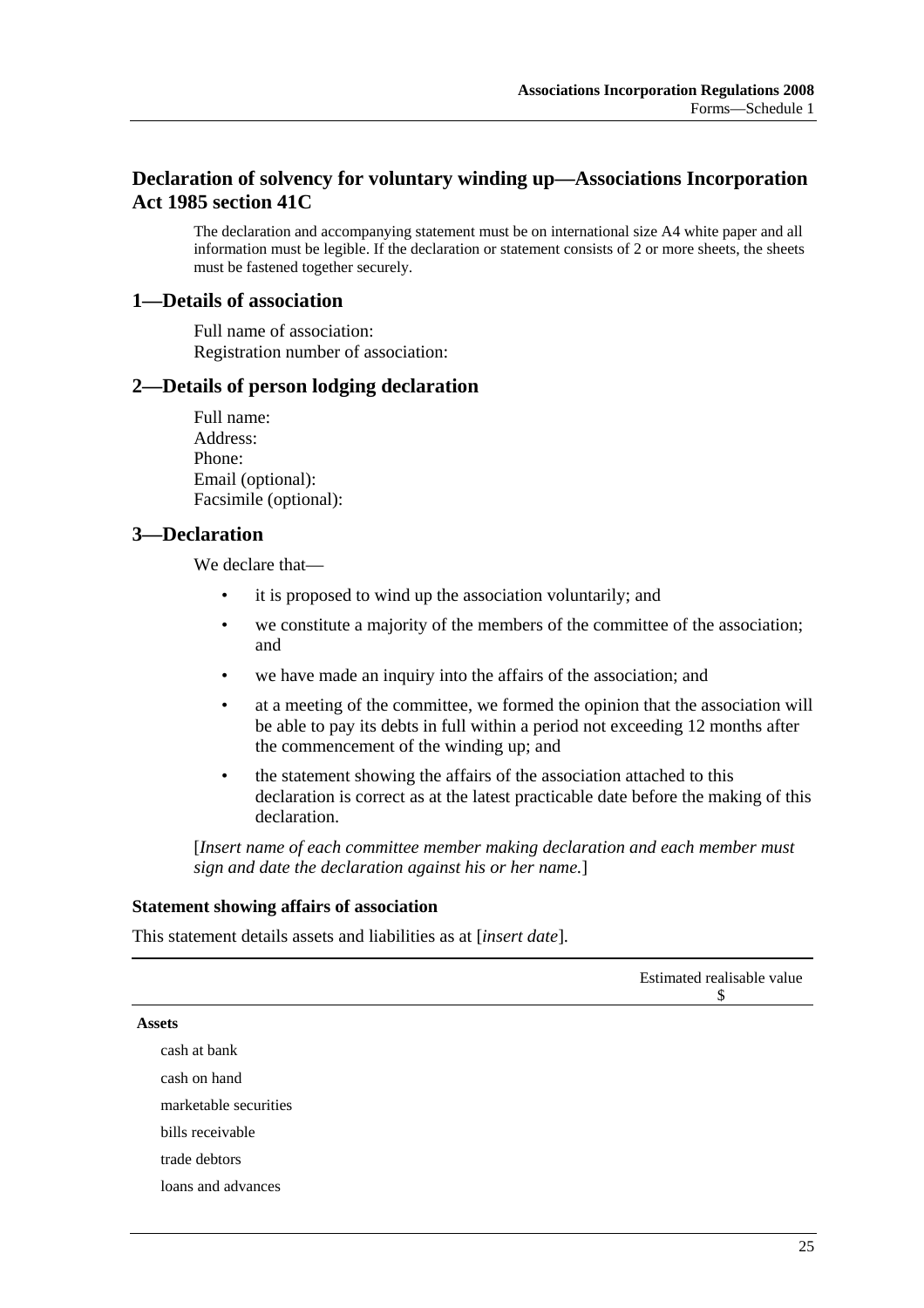## Declaration of solvency for voluntary winding up—Associations Incorporation Act 1985 section 41C

The declaration and accompanying statement must be on international size A4 white paper and all information must be legible. If the declaration or statement consists of 2 or more sheets, the sheets must be fastened together securely.

### 1—Details of association

Full name of association:
Registration number of association:

### 2—Details of person lodging declaration

Full name:
Address:
Phone:
Email (optional):
Facsimile (optional):

### 3—Declaration

We declare that—

- it is proposed to wind up the association voluntarily; and
- we constitute a majority of the members of the committee of the association; and
- we have made an inquiry into the affairs of the association; and
- at a meeting of the committee, we formed the opinion that the association will be able to pay its debts in full within a period not exceeding 12 months after the commencement of the winding up; and
- the statement showing the affairs of the association attached to this declaration is correct as at the latest practicable date before the making of this declaration.

[*Insert name of each committee member making declaration and each member must sign and date the declaration against his or her name.*]

#### Statement showing affairs of association

This statement details assets and liabilities as at [*insert date*].

| | Estimated realisable value $ |
|---|---|
| **Assets** | |
| cash at bank | |
| cash on hand | |
| marketable securities | |
| bills receivable | |
| trade debtors | |
| loans and advances | |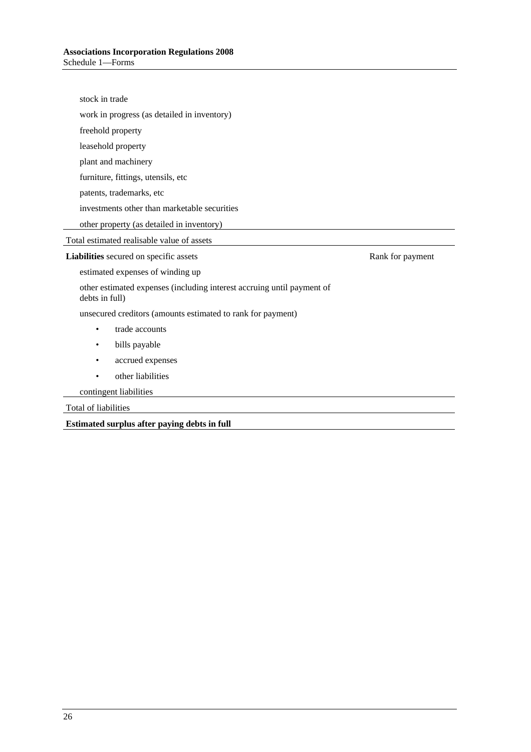stock in trade

work in progress (as detailed in inventory)

freehold property

leasehold property

plant and machinery

furniture, fittings, utensils, etc

patents, trademarks, etc

investments other than marketable securities

other property (as detailed in inventory)

Total estimated realisable value of assets

| **Liabilities** secured on specific assets | Rank for payment |
|---|---|
| estimated expenses of winding up | |
| other estimated expenses (including interest accruing until payment of debts in full) | |
| unsecured creditors (amounts estimated to rank for payment) | |
| • trade accounts | |
| • bills payable | |
| • accrued expenses | |
| • other liabilities | |
| contingent liabilities | |
| Total of liabilities | |
| **Estimated surplus after paying debts in full** | |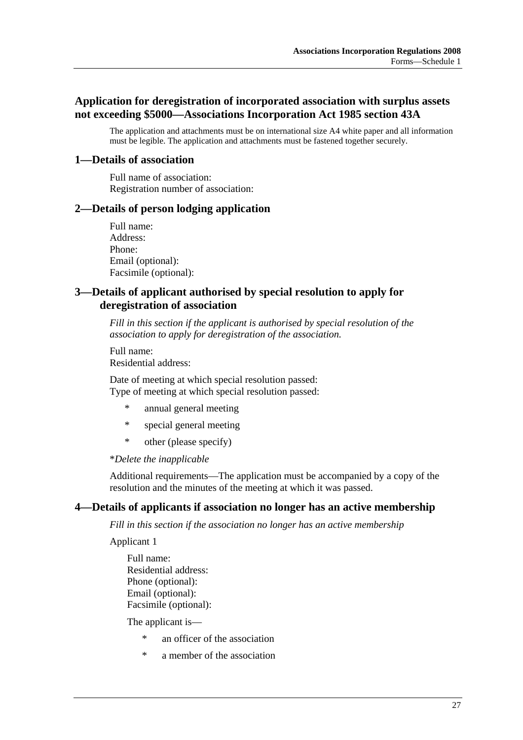## Application for deregistration of incorporated association with surplus assets not exceeding $5000—Associations Incorporation Act 1985 section 43A

The application and attachments must be on international size A4 white paper and all information must be legible. The application and attachments must be fastened together securely.

### 1—Details of association

Full name of association:
Registration number of association:

### 2—Details of person lodging application

Full name:
Address:
Phone:
Email (optional):
Facsimile (optional):

### 3—Details of applicant authorised by special resolution to apply for deregistration of association

*Fill in this section if the applicant is authorised by special resolution of the association to apply for deregistration of the association.*

Full name:
Residential address:

Date of meeting at which special resolution passed:
Type of meeting at which special resolution passed:

- \* annual general meeting
- \* special general meeting
- \* other (please specify)

\**Delete the inapplicable*

Additional requirements—The application must be accompanied by a copy of the resolution and the minutes of the meeting at which it was passed.

### 4—Details of applicants if association no longer has an active membership

*Fill in this section if the association no longer has an active membership*

Applicant 1

Full name:
Residential address:
Phone (optional):
Email (optional):
Facsimile (optional):

The applicant is—

- \* an officer of the association
- \* a member of the association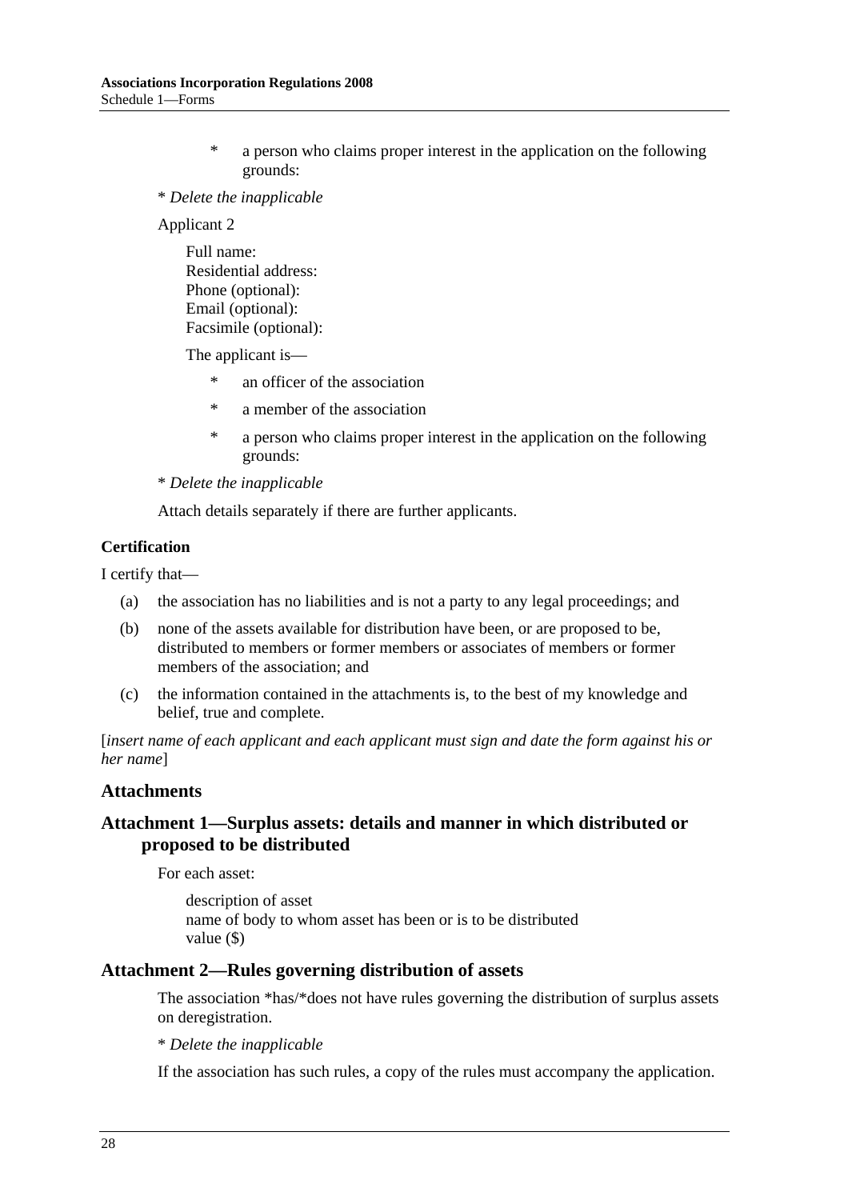* a person who claims proper interest in the application on the following grounds:

* *Delete the inapplicable*

Applicant 2

Full name:
Residential address:
Phone (optional):
Email (optional):
Facsimile (optional):

The applicant is—

* an officer of the association
* a member of the association
* a person who claims proper interest in the application on the following grounds:

* *Delete the inapplicable*

Attach details separately if there are further applicants.

**Certification**

I certify that—

(a) the association has no liabilities and is not a party to any legal proceedings; and

(b) none of the assets available for distribution have been, or are proposed to be, distributed to members or former members or associates of members or former members of the association; and

(c) the information contained in the attachments is, to the best of my knowledge and belief, true and complete.

[*insert name of each applicant and each applicant must sign and date the form against his or her name*]

## Attachments

## Attachment 1—Surplus assets: details and manner in which distributed or proposed to be distributed

For each asset:

description of asset
name of body to whom asset has been or is to be distributed
value ($)

## Attachment 2—Rules governing distribution of assets

The association *has/*does not have rules governing the distribution of surplus assets on deregistration.

* *Delete the inapplicable*

If the association has such rules, a copy of the rules must accompany the application.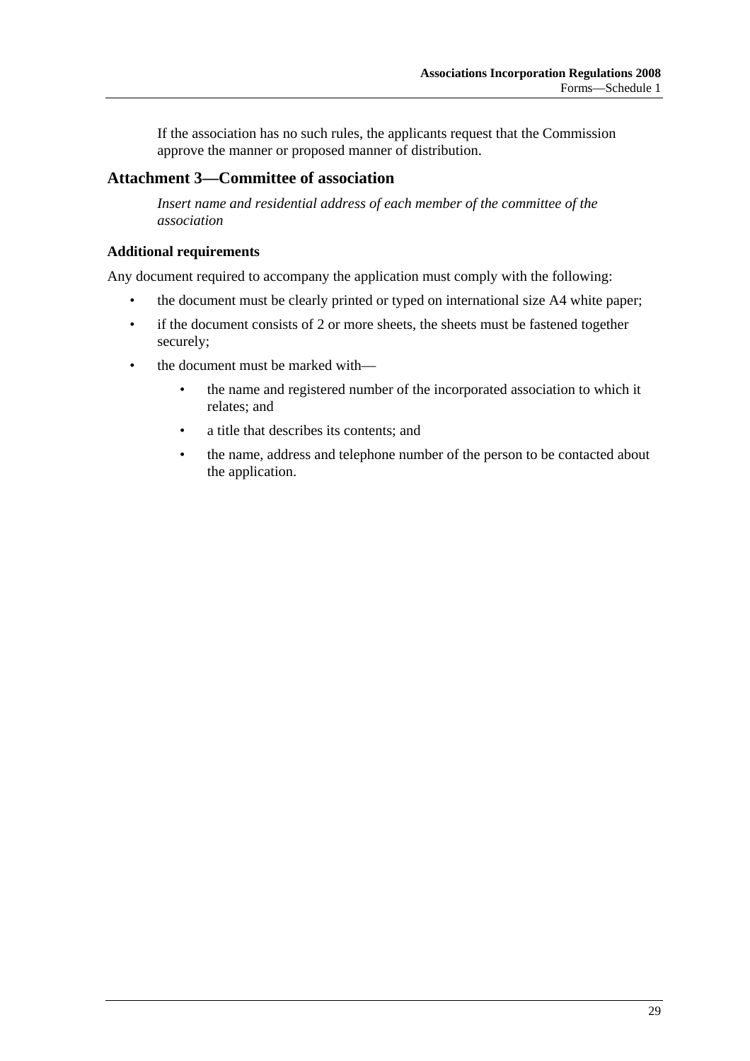If the association has no such rules, the applicants request that the Commission approve the manner or proposed manner of distribution.

## Attachment 3—Committee of association

*Insert name and residential address of each member of the committee of the association*

**Additional requirements**

Any document required to accompany the application must comply with the following:

- the document must be clearly printed or typed on international size A4 white paper;
- if the document consists of 2 or more sheets, the sheets must be fastened together securely;
- the document must be marked with—
    - the name and registered number of the incorporated association to which it relates; and
    - a title that describes its contents; and
    - the name, address and telephone number of the person to be contacted about the application.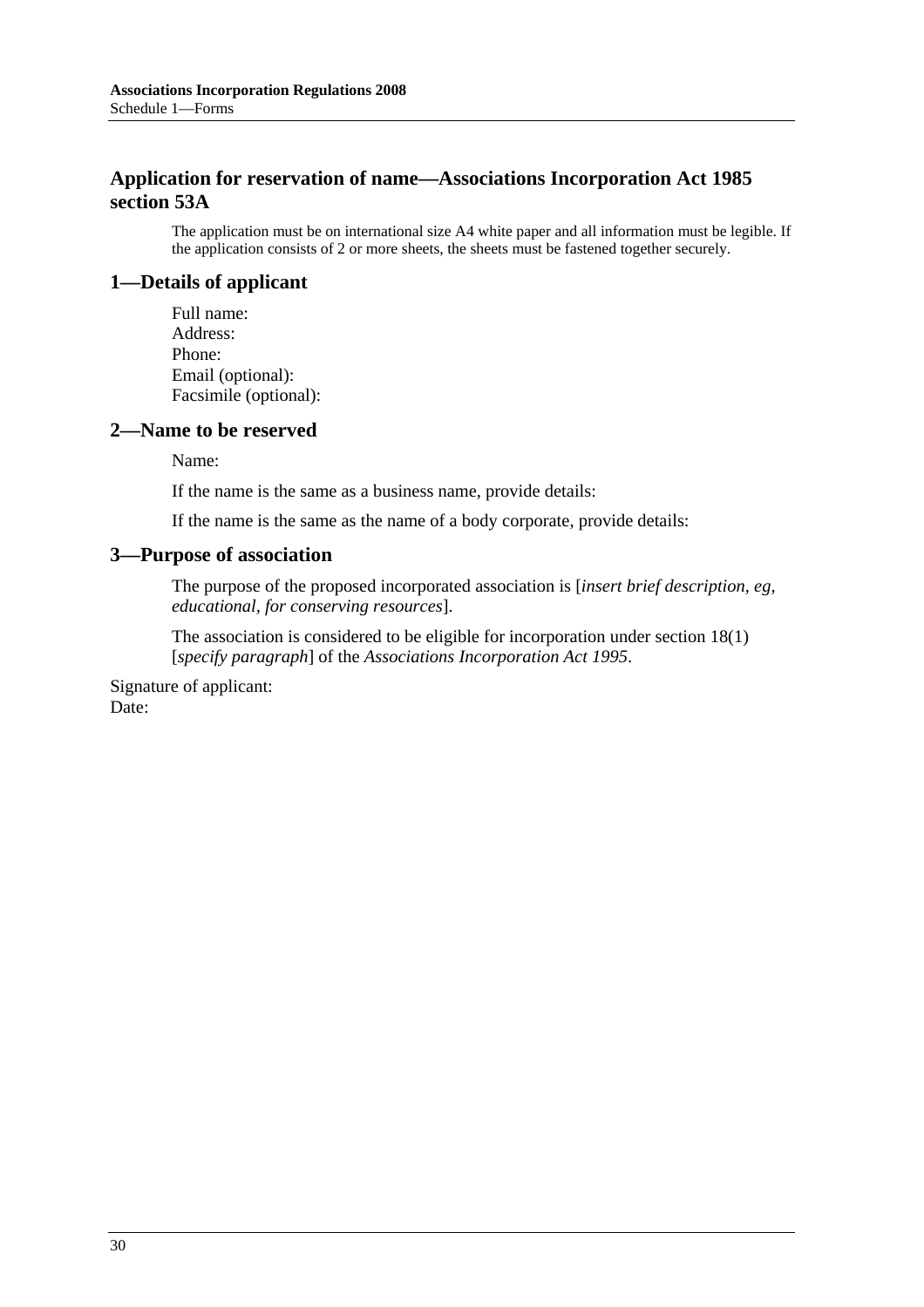## Application for reservation of name—Associations Incorporation Act 1985 section 53A

The application must be on international size A4 white paper and all information must be legible. If the application consists of 2 or more sheets, the sheets must be fastened together securely.

### 1—Details of applicant

Full name:
Address:
Phone:
Email (optional):
Facsimile (optional):

### 2—Name to be reserved

Name:

If the name is the same as a business name, provide details:

If the name is the same as the name of a body corporate, provide details:

### 3—Purpose of association

The purpose of the proposed incorporated association is [*insert brief description, eg, educational, for conserving resources*].

The association is considered to be eligible for incorporation under section 18(1) [*specify paragraph*] of the *Associations Incorporation Act 1995*.

Signature of applicant:
Date: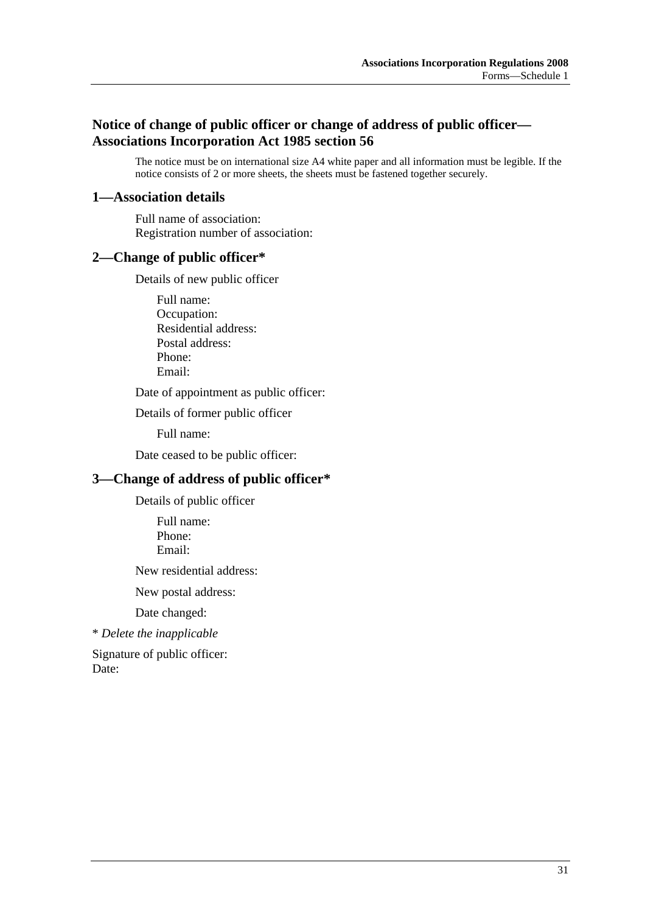## Notice of change of public officer or change of address of public officer—Associations Incorporation Act 1985 section 56

The notice must be on international size A4 white paper and all information must be legible. If the notice consists of 2 or more sheets, the sheets must be fastened together securely.

### 1—Association details

Full name of association:
Registration number of association:

### 2—Change of public officer*

Details of new public officer

Full name:
Occupation:
Residential address:
Postal address:
Phone:
Email:

Date of appointment as public officer:

Details of former public officer

Full name:

Date ceased to be public officer:

### 3—Change of address of public officer*

Details of public officer

Full name:
Phone:
Email:

New residential address:

New postal address:

Date changed:

* *Delete the inapplicable*

Signature of public officer:
Date: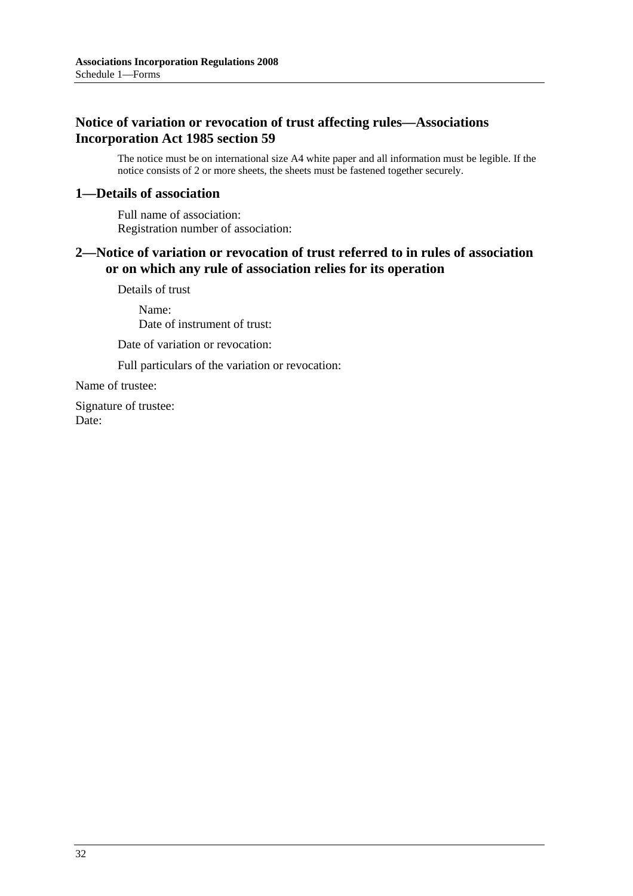## Notice of variation or revocation of trust affecting rules—Associations Incorporation Act 1985 section 59

The notice must be on international size A4 white paper and all information must be legible. If the notice consists of 2 or more sheets, the sheets must be fastened together securely.

## 1—Details of association

Full name of association:
Registration number of association:

## 2—Notice of variation or revocation of trust referred to in rules of association or on which any rule of association relies for its operation

Details of trust

Name:
Date of instrument of trust:

Date of variation or revocation:

Full particulars of the variation or revocation:

Name of trustee:

Signature of trustee:
Date: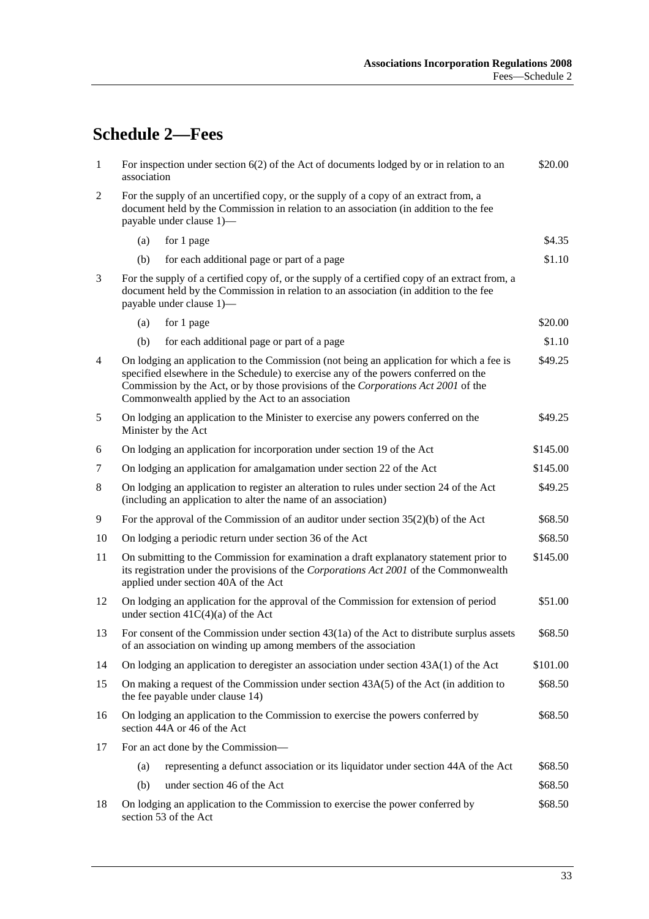# Schedule 2—Fees

| | | |
|---|---|---|
| 1 | For inspection under section 6(2) of the Act of documents lodged by or in relation to an association | \$20.00 |
| 2 | For the supply of an uncertified copy, or the supply of a copy of an extract from, a document held by the Commission in relation to an association (in addition to the fee payable under clause 1)— | |
| | (a) for 1 page | \$4.35 |
| | (b) for each additional page or part of a page | \$1.10 |
| 3 | For the supply of a certified copy of, or the supply of a certified copy of an extract from, a document held by the Commission in relation to an association (in addition to the fee payable under clause 1)— | |
| | (a) for 1 page | \$20.00 |
| | (b) for each additional page or part of a page | \$1.10 |
| 4 | On lodging an application to the Commission (not being an application for which a fee is specified elsewhere in the Schedule) to exercise any of the powers conferred on the Commission by the Act, or by those provisions of the *Corporations Act 2001* of the Commonwealth applied by the Act to an association | \$49.25 |
| 5 | On lodging an application to the Minister to exercise any powers conferred on the Minister by the Act | \$49.25 |
| 6 | On lodging an application for incorporation under section 19 of the Act | \$145.00 |
| 7 | On lodging an application for amalgamation under section 22 of the Act | \$145.00 |
| 8 | On lodging an application to register an alteration to rules under section 24 of the Act (including an application to alter the name of an association) | \$49.25 |
| 9 | For the approval of the Commission of an auditor under section 35(2)(b) of the Act | \$68.50 |
| 10 | On lodging a periodic return under section 36 of the Act | \$68.50 |
| 11 | On submitting to the Commission for examination a draft explanatory statement prior to its registration under the provisions of the *Corporations Act 2001* of the Commonwealth applied under section 40A of the Act | \$145.00 |
| 12 | On lodging an application for the approval of the Commission for extension of period under section 41C(4)(a) of the Act | \$51.00 |
| 13 | For consent of the Commission under section 43(1a) of the Act to distribute surplus assets of an association on winding up among members of the association | \$68.50 |
| 14 | On lodging an application to deregister an association under section 43A(1) of the Act | \$101.00 |
| 15 | On making a request of the Commission under section 43A(5) of the Act (in addition to the fee payable under clause 14) | \$68.50 |
| 16 | On lodging an application to the Commission to exercise the powers conferred by section 44A or 46 of the Act | \$68.50 |
| 17 | For an act done by the Commission— | |
| | (a) representing a defunct association or its liquidator under section 44A of the Act | \$68.50 |
| | (b) under section 46 of the Act | \$68.50 |
| 18 | On lodging an application to the Commission to exercise the power conferred by section 53 of the Act | \$68.50 |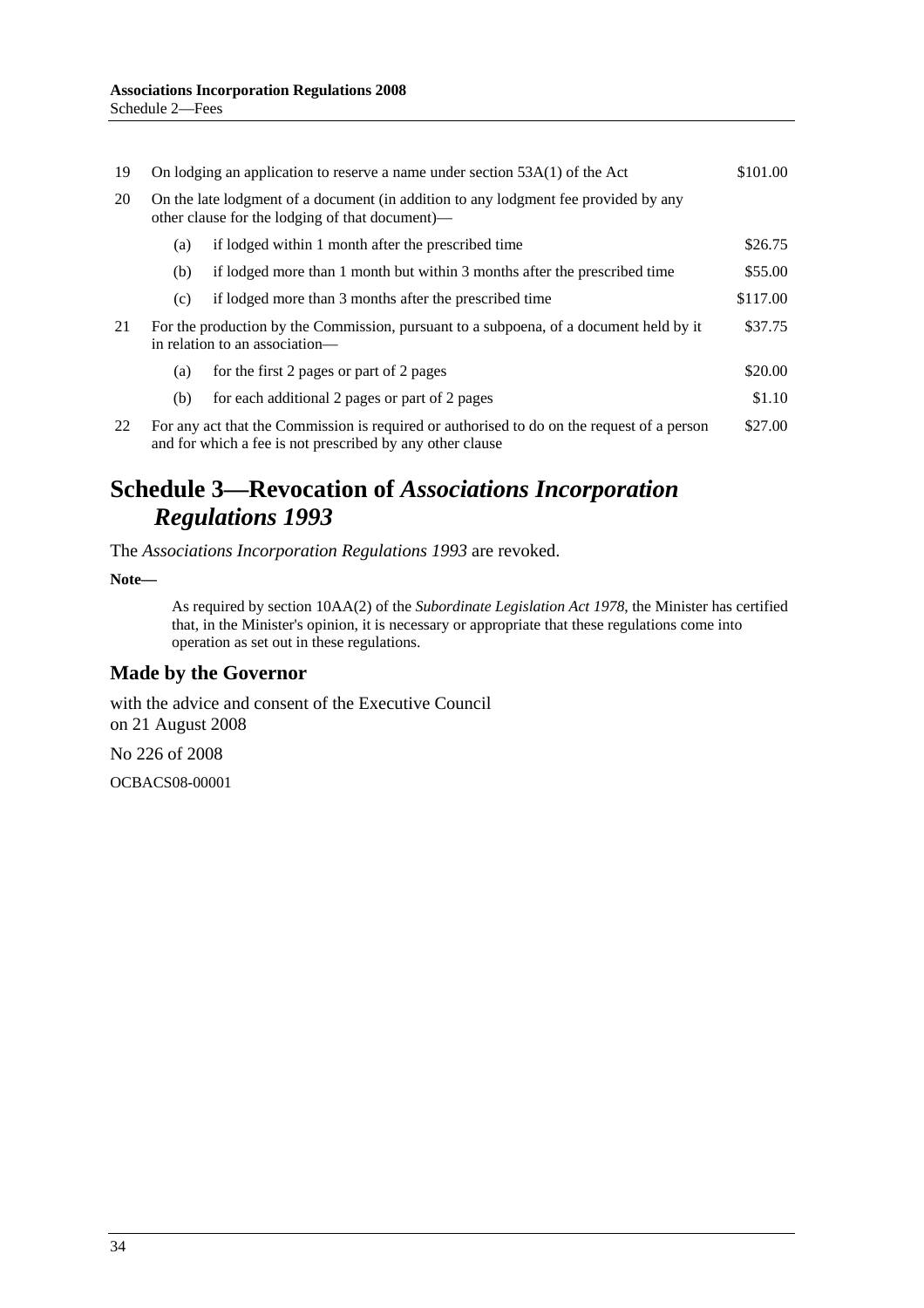| | | | |
|---|---|---|---|
| 19 | On lodging an application to reserve a name under section 53A(1) of the Act | | \$101.00 |
| 20 | On the late lodgment of a document (in addition to any lodgment fee provided by any other clause for the lodging of that document)— | | |
| | (a) | if lodged within 1 month after the prescribed time | \$26.75 |
| | (b) | if lodged more than 1 month but within 3 months after the prescribed time | \$55.00 |
| | (c) | if lodged more than 3 months after the prescribed time | \$117.00 |
| 21 | For the production by the Commission, pursuant to a subpoena, of a document held by it in relation to an association— | | \$37.75 |
| | (a) | for the first 2 pages or part of 2 pages | \$20.00 |
| | (b) | for each additional 2 pages or part of 2 pages | \$1.10 |
| 22 | For any act that the Commission is required or authorised to do on the request of a person and for which a fee is not prescribed by any other clause | | \$27.00 |

# Schedule 3—Revocation of *Associations Incorporation Regulations 1993*

The *Associations Incorporation Regulations 1993* are revoked.

**Note—**

As required by section 10AA(2) of the *Subordinate Legislation Act 1978*, the Minister has certified that, in the Minister's opinion, it is necessary or appropriate that these regulations come into operation as set out in these regulations.

## Made by the Governor

with the advice and consent of the Executive Council
on 21 August 2008

No 226 of 2008

OCBACS08-00001